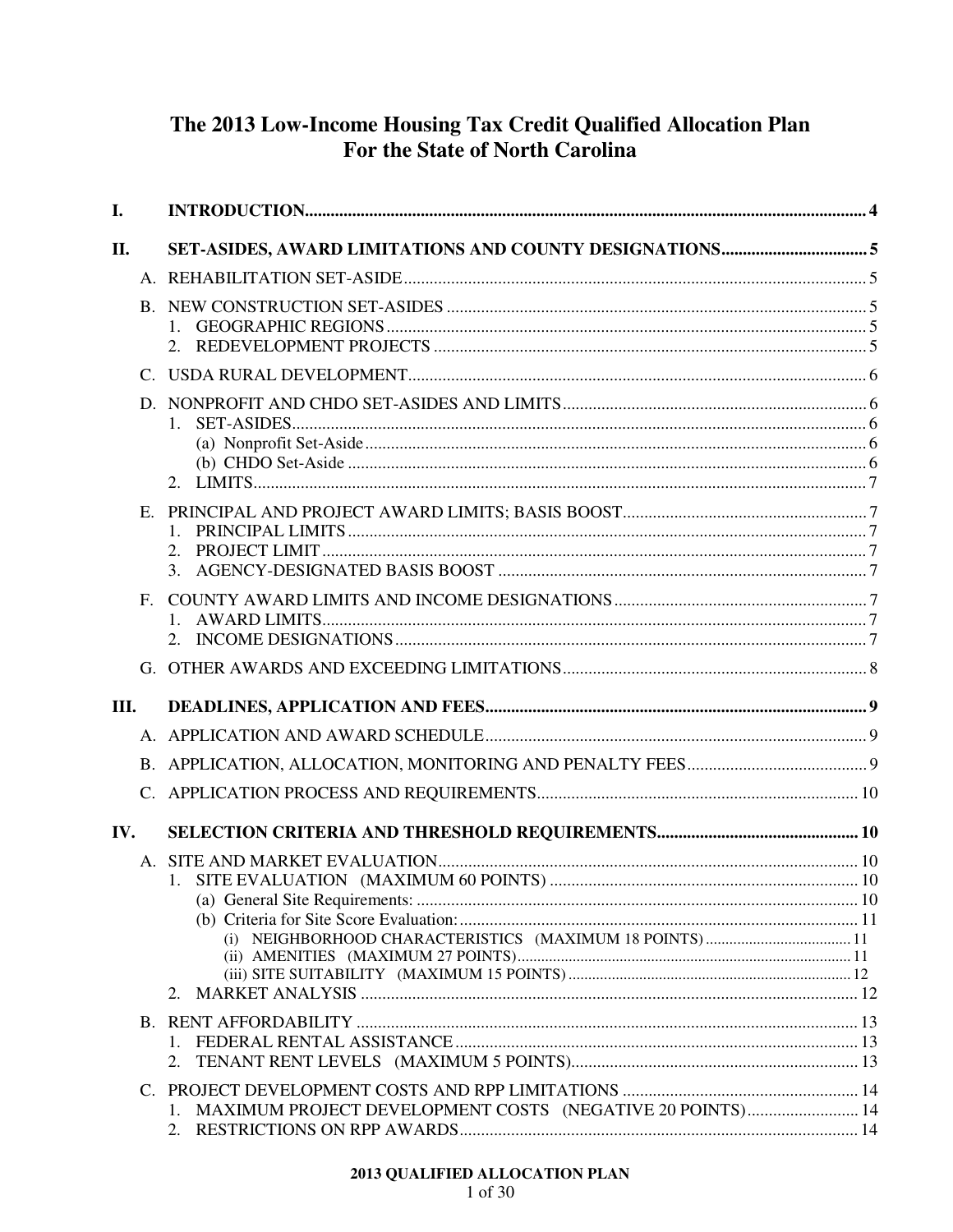# The 2013 Low-Income Housing Tax Credit Qualified Allocation Plan For the State of North Carolina

**I. INTRODUCTION** .......... 4

**II. SET-ASIDES, AWARD LIMITATIONS AND COUNTY DESIGNATIONS** .......... 5

- A. REHABILITATION SET-ASIDE .......... 5
- B. NEW CONSTRUCTION SET-ASIDES .......... 5
  1. GEOGRAPHIC REGIONS .......... 5
  2. REDEVELOPMENT PROJECTS .......... 5
- C. USDA RURAL DEVELOPMENT .......... 6
- D. NONPROFIT AND CHDO SET-ASIDES AND LIMITS .......... 6
  1. SET-ASIDES .......... 6
     - (a) Nonprofit Set-Aside .......... 6
     - (b) CHDO Set-Aside .......... 6
  2. LIMITS .......... 7
- E. PRINCIPAL AND PROJECT AWARD LIMITS; BASIS BOOST .......... 7
  1. PRINCIPAL LIMITS .......... 7
  2. PROJECT LIMIT .......... 7
  3. AGENCY-DESIGNATED BASIS BOOST .......... 7
- F. COUNTY AWARD LIMITS AND INCOME DESIGNATIONS .......... 7
  1. AWARD LIMITS .......... 7
  2. INCOME DESIGNATIONS .......... 7
- G. OTHER AWARDS AND EXCEEDING LIMITATIONS .......... 8

**III. DEADLINES, APPLICATION AND FEES** .......... 9

- A. APPLICATION AND AWARD SCHEDULE .......... 9
- B. APPLICATION, ALLOCATION, MONITORING AND PENALTY FEES .......... 9
- C. APPLICATION PROCESS AND REQUIREMENTS .......... 10

**IV. SELECTION CRITERIA AND THRESHOLD REQUIREMENTS** .......... 10

- A. SITE AND MARKET EVALUATION .......... 10
  1. SITE EVALUATION (MAXIMUM 60 POINTS) .......... 10
     - (a) General Site Requirements: .......... 10
     - (b) Criteria for Site Score Evaluation: .......... 11
       - (i) NEIGHBORHOOD CHARACTERISTICS (MAXIMUM 18 POINTS) .......... 11
       - (ii) AMENITIES (MAXIMUM 27 POINTS) .......... 11
       - (iii) SITE SUITABILITY (MAXIMUM 15 POINTS) .......... 12
  2. MARKET ANALYSIS .......... 12
- B. RENT AFFORDABILITY .......... 13
  1. FEDERAL RENTAL ASSISTANCE .......... 13
  2. TENANT RENT LEVELS (MAXIMUM 5 POINTS) .......... 13
- C. PROJECT DEVELOPMENT COSTS AND RPP LIMITATIONS .......... 14
  1. MAXIMUM PROJECT DEVELOPMENT COSTS (NEGATIVE 20 POINTS) .......... 14
  2. RESTRICTIONS ON RPP AWARDS .......... 14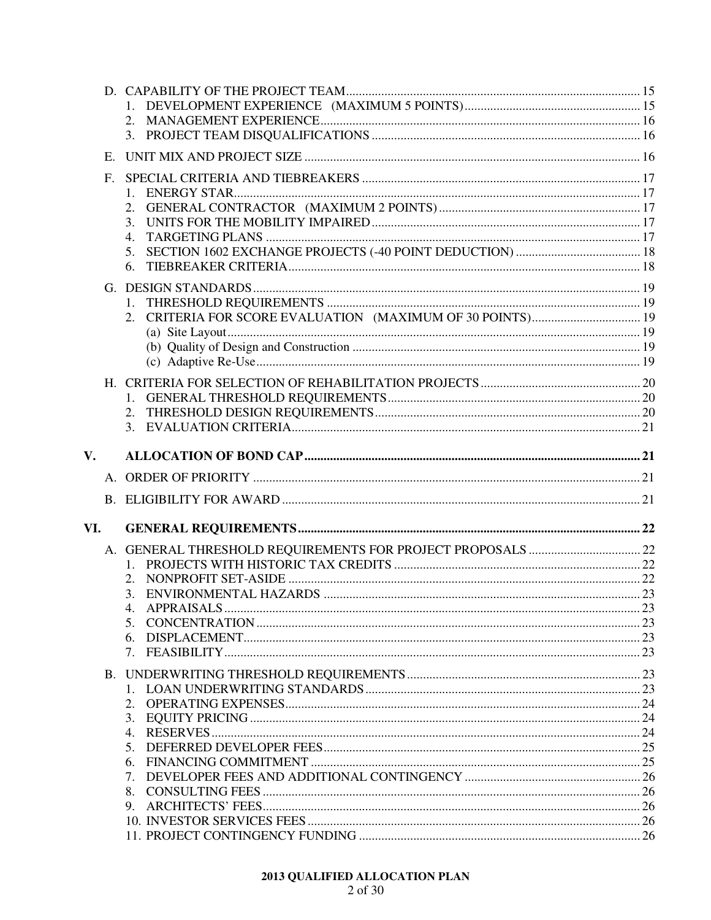D. CAPABILITY OF THE PROJECT TEAM ........ 15
   1. DEVELOPMENT EXPERIENCE (MAXIMUM 5 POINTS) ........ 15
   2. MANAGEMENT EXPERIENCE ........ 16
   3. PROJECT TEAM DISQUALIFICATIONS ........ 16

E. UNIT MIX AND PROJECT SIZE ........ 16

F. SPECIAL CRITERIA AND TIEBREAKERS ........ 17
   1. ENERGY STAR ........ 17
   2. GENERAL CONTRACTOR (MAXIMUM 2 POINTS) ........ 17
   3. UNITS FOR THE MOBILITY IMPAIRED ........ 17
   4. TARGETING PLANS ........ 17
   5. SECTION 1602 EXCHANGE PROJECTS (-40 POINT DEDUCTION) ........ 18
   6. TIEBREAKER CRITERIA ........ 18

G. DESIGN STANDARDS ........ 19
   1. THRESHOLD REQUIREMENTS ........ 19
   2. CRITERIA FOR SCORE EVALUATION (MAXIMUM OF 30 POINTS) ........ 19
      (a) Site Layout ........ 19
      (b) Quality of Design and Construction ........ 19
      (c) Adaptive Re-Use ........ 19

H. CRITERIA FOR SELECTION OF REHABILITATION PROJECTS ........ 20
   1. GENERAL THRESHOLD REQUIREMENTS ........ 20
   2. THRESHOLD DESIGN REQUIREMENTS ........ 20
   3. EVALUATION CRITERIA ........ 21

**V. ALLOCATION OF BOND CAP ........ 21**

A. ORDER OF PRIORITY ........ 21

B. ELIGIBILITY FOR AWARD ........ 21

**VI. GENERAL REQUIREMENTS ........ 22**

A. GENERAL THRESHOLD REQUIREMENTS FOR PROJECT PROPOSALS ........ 22
   1. PROJECTS WITH HISTORIC TAX CREDITS ........ 22
   2. NONPROFIT SET-ASIDE ........ 22
   3. ENVIRONMENTAL HAZARDS ........ 23
   4. APPRAISALS ........ 23
   5. CONCENTRATION ........ 23
   6. DISPLACEMENT ........ 23
   7. FEASIBILITY ........ 23

B. UNDERWRITING THRESHOLD REQUIREMENTS ........ 23
   1. LOAN UNDERWRITING STANDARDS ........ 23
   2. OPERATING EXPENSES ........ 24
   3. EQUITY PRICING ........ 24
   4. RESERVES ........ 24
   5. DEFERRED DEVELOPER FEES ........ 25
   6. FINANCING COMMITMENT ........ 25
   7. DEVELOPER FEES AND ADDITIONAL CONTINGENCY ........ 26
   8. CONSULTING FEES ........ 26
   9. ARCHITECTS' FEES ........ 26
   10. INVESTOR SERVICES FEES ........ 26
   11. PROJECT CONTINGENCY FUNDING ........ 26

**2013 QUALIFIED ALLOCATION PLAN**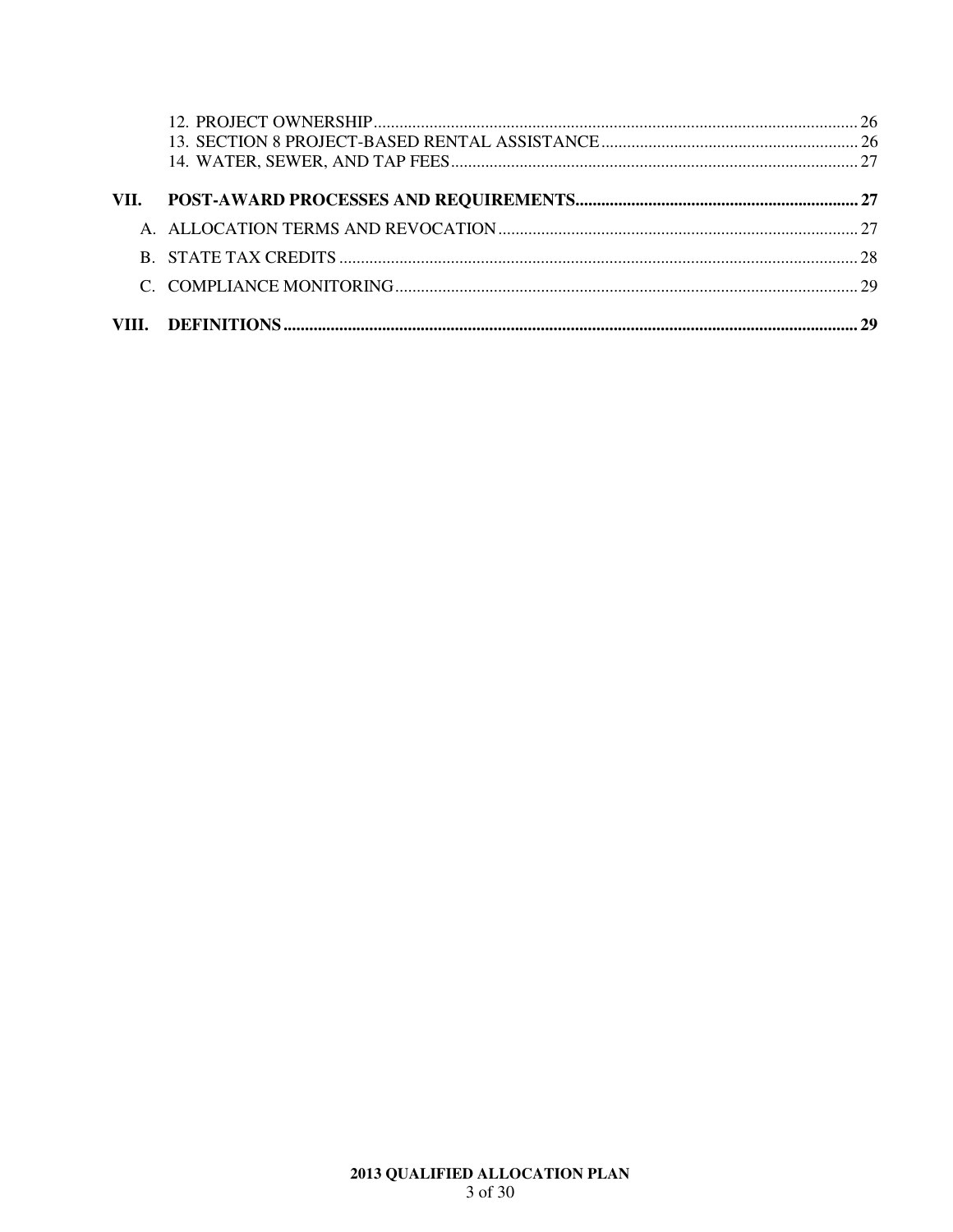12. PROJECT OWNERSHIP ........................................................................................................ 26
13. SECTION 8 PROJECT-BASED RENTAL ASSISTANCE ........................................................ 26
14. WATER, SEWER, AND TAP FEES ....................................................................................... 27

**VII. POST-AWARD PROCESSES AND REQUIREMENTS ........................................................ 27**

A. ALLOCATION TERMS AND REVOCATION ........................................................................ 27

B. STATE TAX CREDITS ........................................................................................................ 28

C. COMPLIANCE MONITORING ............................................................................................ 29

**VIII. DEFINITIONS ................................................................................................................. 29**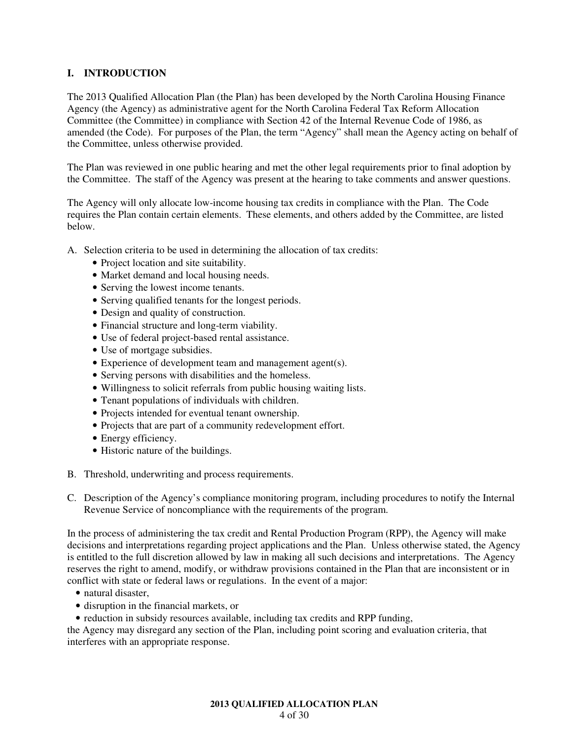## I. INTRODUCTION

The 2013 Qualified Allocation Plan (the Plan) has been developed by the North Carolina Housing Finance Agency (the Agency) as administrative agent for the North Carolina Federal Tax Reform Allocation Committee (the Committee) in compliance with Section 42 of the Internal Revenue Code of 1986, as amended (the Code). For purposes of the Plan, the term "Agency" shall mean the Agency acting on behalf of the Committee, unless otherwise provided.

The Plan was reviewed in one public hearing and met the other legal requirements prior to final adoption by the Committee. The staff of the Agency was present at the hearing to take comments and answer questions.

The Agency will only allocate low-income housing tax credits in compliance with the Plan. The Code requires the Plan contain certain elements. These elements, and others added by the Committee, are listed below.

A. Selection criteria to be used in determining the allocation of tax credits:
    - Project location and site suitability.
    - Market demand and local housing needs.
    - Serving the lowest income tenants.
    - Serving qualified tenants for the longest periods.
    - Design and quality of construction.
    - Financial structure and long-term viability.
    - Use of federal project-based rental assistance.
    - Use of mortgage subsidies.
    - Experience of development team and management agent(s).
    - Serving persons with disabilities and the homeless.
    - Willingness to solicit referrals from public housing waiting lists.
    - Tenant populations of individuals with children.
    - Projects intended for eventual tenant ownership.
    - Projects that are part of a community redevelopment effort.
    - Energy efficiency.
    - Historic nature of the buildings.

B. Threshold, underwriting and process requirements.

C. Description of the Agency's compliance monitoring program, including procedures to notify the Internal Revenue Service of noncompliance with the requirements of the program.

In the process of administering the tax credit and Rental Production Program (RPP), the Agency will make decisions and interpretations regarding project applications and the Plan. Unless otherwise stated, the Agency is entitled to the full discretion allowed by law in making all such decisions and interpretations. The Agency reserves the right to amend, modify, or withdraw provisions contained in the Plan that are inconsistent or in conflict with state or federal laws or regulations. In the event of a major:

- natural disaster,
- disruption in the financial markets, or
- reduction in subsidy resources available, including tax credits and RPP funding,

the Agency may disregard any section of the Plan, including point scoring and evaluation criteria, that interferes with an appropriate response.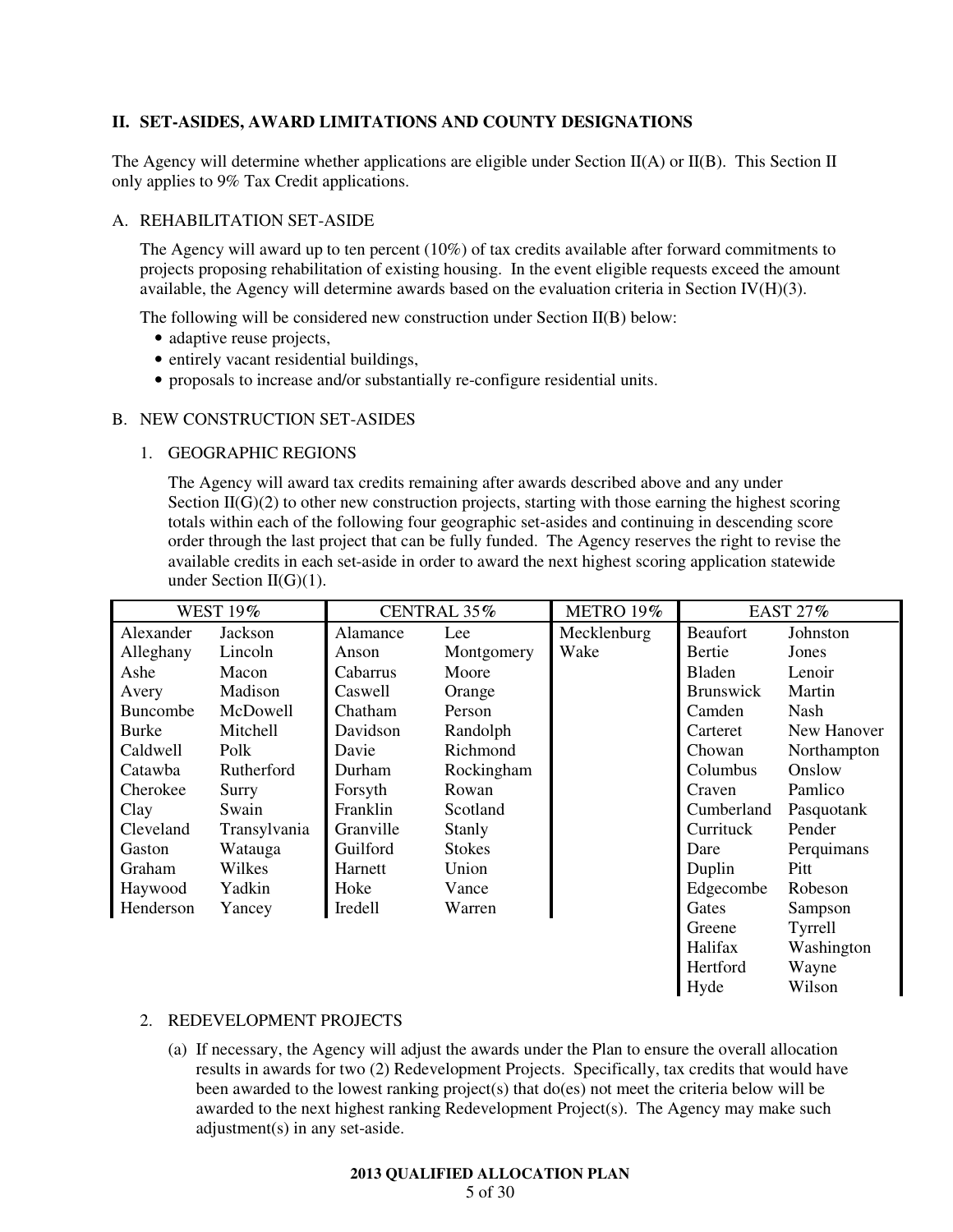## II. SET-ASIDES, AWARD LIMITATIONS AND COUNTY DESIGNATIONS

The Agency will determine whether applications are eligible under Section II(A) or II(B). This Section II only applies to 9% Tax Credit applications.

### A. REHABILITATION SET-ASIDE

The Agency will award up to ten percent (10%) of tax credits available after forward commitments to projects proposing rehabilitation of existing housing. In the event eligible requests exceed the amount available, the Agency will determine awards based on the evaluation criteria in Section IV(H)(3).

The following will be considered new construction under Section II(B) below:

- adaptive reuse projects,
- entirely vacant residential buildings,
- proposals to increase and/or substantially re-configure residential units.

### B. NEW CONSTRUCTION SET-ASIDES

#### 1. GEOGRAPHIC REGIONS

The Agency will award tax credits remaining after awards described above and any under Section II(G)(2) to other new construction projects, starting with those earning the highest scoring totals within each of the following four geographic set-asides and continuing in descending score order through the last project that can be fully funded. The Agency reserves the right to revise the available credits in each set-aside in order to award the next highest scoring application statewide under Section II(G)(1).

| WEST 19% | | CENTRAL 35% | | METRO 19% | EAST 27% | |
|---|---|---|---|---|---|---|
| Alexander | Jackson | Alamance | Lee | Mecklenburg | Beaufort | Johnston |
| Alleghany | Lincoln | Anson | Montgomery | Wake | Bertie | Jones |
| Ashe | Macon | Cabarrus | Moore | | Bladen | Lenoir |
| Avery | Madison | Caswell | Orange | | Brunswick | Martin |
| Buncombe | McDowell | Chatham | Person | | Camden | Nash |
| Burke | Mitchell | Davidson | Randolph | | Carteret | New Hanover |
| Caldwell | Polk | Davie | Richmond | | Chowan | Northampton |
| Catawba | Rutherford | Durham | Rockingham | | Columbus | Onslow |
| Cherokee | Surry | Forsyth | Rowan | | Craven | Pamlico |
| Clay | Swain | Franklin | Scotland | | Cumberland | Pasquotank |
| Cleveland | Transylvania | Granville | Stanly | | Currituck | Pender |
| Gaston | Watauga | Guilford | Stokes | | Dare | Perquimans |
| Graham | Wilkes | Harnett | Union | | Duplin | Pitt |
| Haywood | Yadkin | Hoke | Vance | | Edgecombe | Robeson |
| Henderson | Yancey | Iredell | Warren | | Gates | Sampson |
| | | | | | Greene | Tyrrell |
| | | | | | Halifax | Washington |
| | | | | | Hertford | Wayne |
| | | | | | Hyde | Wilson |

#### 2. REDEVELOPMENT PROJECTS

(a) If necessary, the Agency will adjust the awards under the Plan to ensure the overall allocation results in awards for two (2) Redevelopment Projects. Specifically, tax credits that would have been awarded to the lowest ranking project(s) that do(es) not meet the criteria below will be awarded to the next highest ranking Redevelopment Project(s). The Agency may make such adjustment(s) in any set-aside.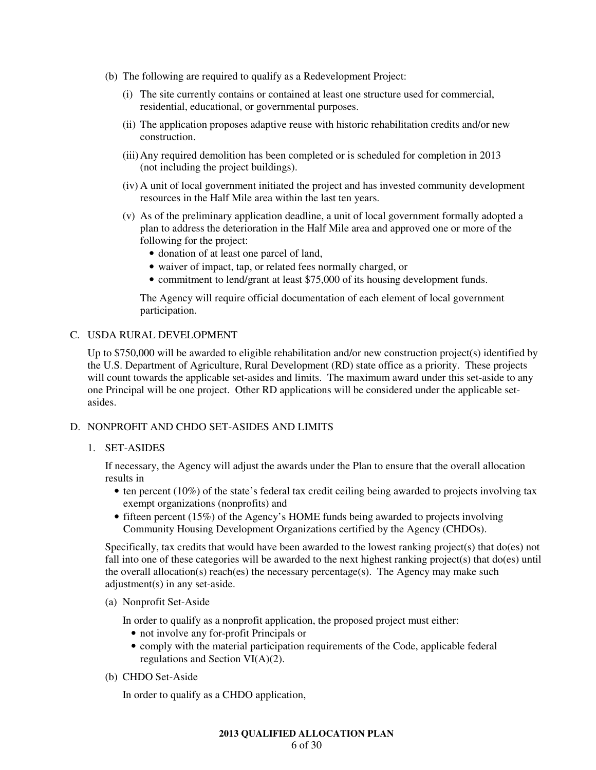(b) The following are required to qualify as a Redevelopment Project:

  (i) The site currently contains or contained at least one structure used for commercial, residential, educational, or governmental purposes.

  (ii) The application proposes adaptive reuse with historic rehabilitation credits and/or new construction.

  (iii) Any required demolition has been completed or is scheduled for completion in 2013 (not including the project buildings).

  (iv) A unit of local government initiated the project and has invested community development resources in the Half Mile area within the last ten years.

  (v) As of the preliminary application deadline, a unit of local government formally adopted a plan to address the deterioration in the Half Mile area and approved one or more of the following for the project:

  - donation of at least one parcel of land,
  - waiver of impact, tap, or related fees normally charged, or
  - commitment to lend/grant at least $75,000 of its housing development funds.

  The Agency will require official documentation of each element of local government participation.

C. USDA RURAL DEVELOPMENT

Up to $750,000 will be awarded to eligible rehabilitation and/or new construction project(s) identified by the U.S. Department of Agriculture, Rural Development (RD) state office as a priority. These projects will count towards the applicable set-asides and limits. The maximum award under this set-aside to any one Principal will be one project. Other RD applications will be considered under the applicable set-asides.

D. NONPROFIT AND CHDO SET-ASIDES AND LIMITS

1. SET-ASIDES

If necessary, the Agency will adjust the awards under the Plan to ensure that the overall allocation results in

- ten percent (10%) of the state's federal tax credit ceiling being awarded to projects involving tax exempt organizations (nonprofits) and
- fifteen percent (15%) of the Agency's HOME funds being awarded to projects involving Community Housing Development Organizations certified by the Agency (CHDOs).

Specifically, tax credits that would have been awarded to the lowest ranking project(s) that do(es) not fall into one of these categories will be awarded to the next highest ranking project(s) that do(es) until the overall allocation(s) reach(es) the necessary percentage(s). The Agency may make such adjustment(s) in any set-aside.

(a) Nonprofit Set-Aside

In order to qualify as a nonprofit application, the proposed project must either:

- not involve any for-profit Principals or
- comply with the material participation requirements of the Code, applicable federal regulations and Section VI(A)(2).

(b) CHDO Set-Aside

In order to qualify as a CHDO application,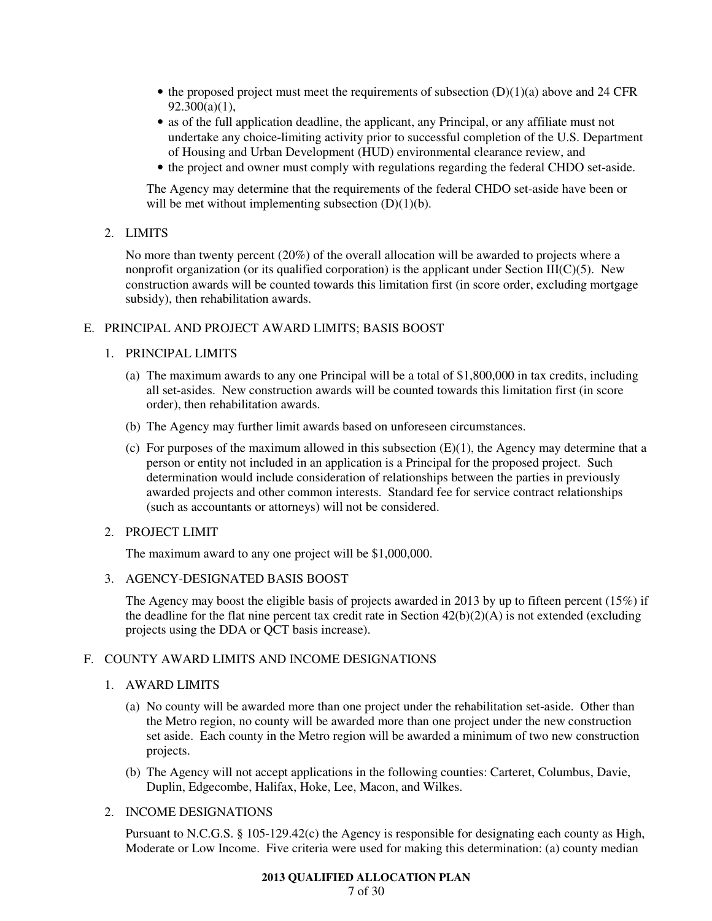- the proposed project must meet the requirements of subsection (D)(1)(a) above and 24 CFR 92.300(a)(1),
- as of the full application deadline, the applicant, any Principal, or any affiliate must not undertake any choice-limiting activity prior to successful completion of the U.S. Department of Housing and Urban Development (HUD) environmental clearance review, and
- the project and owner must comply with regulations regarding the federal CHDO set-aside.

The Agency may determine that the requirements of the federal CHDO set-aside have been or will be met without implementing subsection (D)(1)(b).

2. LIMITS

No more than twenty percent (20%) of the overall allocation will be awarded to projects where a nonprofit organization (or its qualified corporation) is the applicant under Section III(C)(5). New construction awards will be counted towards this limitation first (in score order, excluding mortgage subsidy), then rehabilitation awards.

## E. PRINCIPAL AND PROJECT AWARD LIMITS; BASIS BOOST

1. PRINCIPAL LIMITS

(a) The maximum awards to any one Principal will be a total of $1,800,000 in tax credits, including all set-asides. New construction awards will be counted towards this limitation first (in score order), then rehabilitation awards.

(b) The Agency may further limit awards based on unforeseen circumstances.

(c) For purposes of the maximum allowed in this subsection (E)(1), the Agency may determine that a person or entity not included in an application is a Principal for the proposed project. Such determination would include consideration of relationships between the parties in previously awarded projects and other common interests. Standard fee for service contract relationships (such as accountants or attorneys) will not be considered.

2. PROJECT LIMIT

The maximum award to any one project will be $1,000,000.

3. AGENCY-DESIGNATED BASIS BOOST

The Agency may boost the eligible basis of projects awarded in 2013 by up to fifteen percent (15%) if the deadline for the flat nine percent tax credit rate in Section 42(b)(2)(A) is not extended (excluding projects using the DDA or QCT basis increase).

## F. COUNTY AWARD LIMITS AND INCOME DESIGNATIONS

1. AWARD LIMITS

(a) No county will be awarded more than one project under the rehabilitation set-aside. Other than the Metro region, no county will be awarded more than one project under the new construction set aside. Each county in the Metro region will be awarded a minimum of two new construction projects.

(b) The Agency will not accept applications in the following counties: Carteret, Columbus, Davie, Duplin, Edgecombe, Halifax, Hoke, Lee, Macon, and Wilkes.

2. INCOME DESIGNATIONS

Pursuant to N.C.G.S. § 105-129.42(c) the Agency is responsible for designating each county as High, Moderate or Low Income. Five criteria were used for making this determination: (a) county median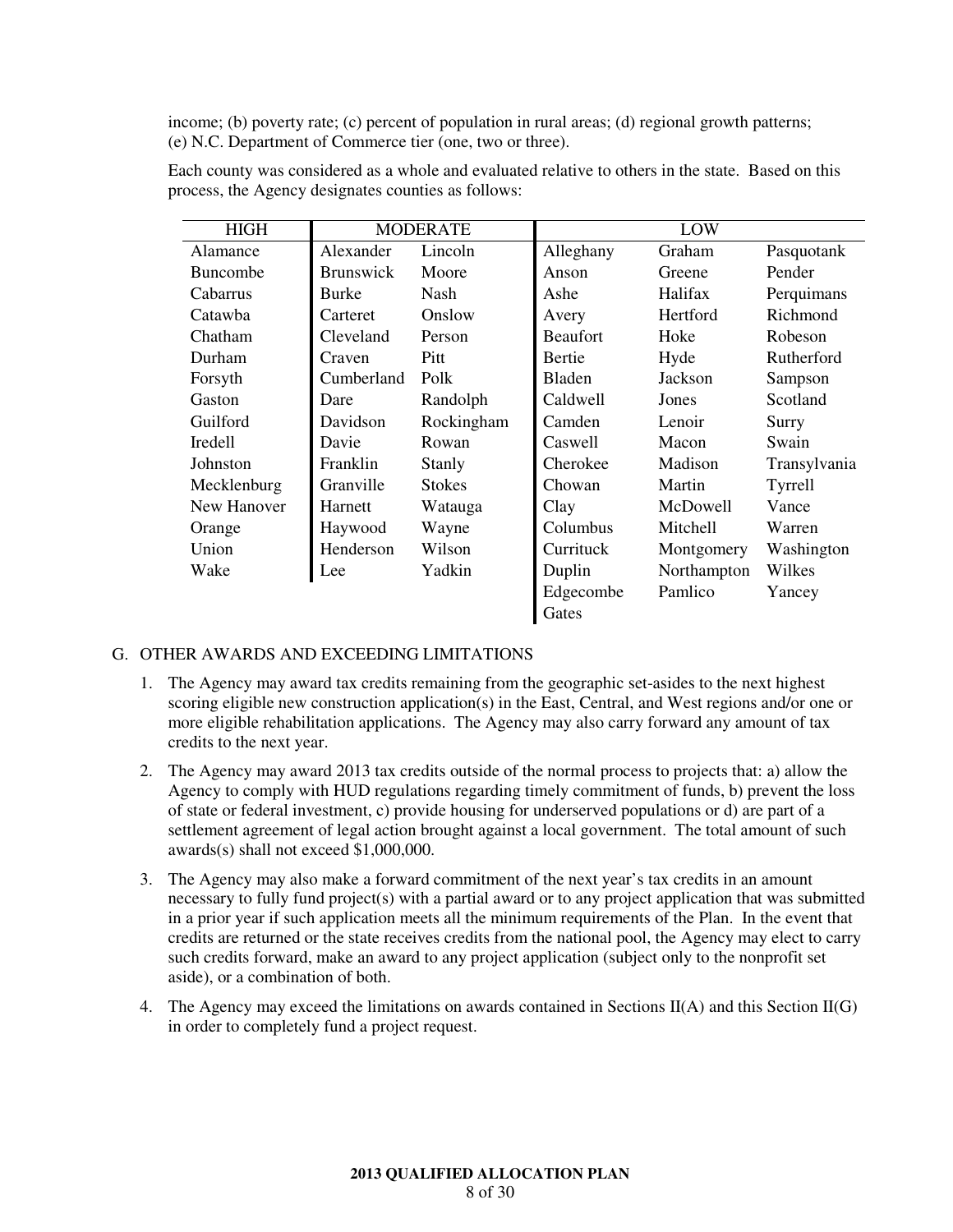income; (b) poverty rate; (c) percent of population in rural areas; (d) regional growth patterns; (e) N.C. Department of Commerce tier (one, two or three).

Each county was considered as a whole and evaluated relative to others in the state. Based on this process, the Agency designates counties as follows:

| HIGH | MODERATE | | LOW | | |
|---|---|---|---|---|---|
| Alamance | Alexander | Lincoln | Alleghany | Graham | Pasquotank |
| Buncombe | Brunswick | Moore | Anson | Greene | Pender |
| Cabarrus | Burke | Nash | Ashe | Halifax | Perquimans |
| Catawba | Carteret | Onslow | Avery | Hertford | Richmond |
| Chatham | Cleveland | Person | Beaufort | Hoke | Robeson |
| Durham | Craven | Pitt | Bertie | Hyde | Rutherford |
| Forsyth | Cumberland | Polk | Bladen | Jackson | Sampson |
| Gaston | Dare | Randolph | Caldwell | Jones | Scotland |
| Guilford | Davidson | Rockingham | Camden | Lenoir | Surry |
| Iredell | Davie | Rowan | Caswell | Macon | Swain |
| Johnston | Franklin | Stanly | Cherokee | Madison | Transylvania |
| Mecklenburg | Granville | Stokes | Chowan | Martin | Tyrrell |
| New Hanover | Harnett | Watauga | Clay | McDowell | Vance |
| Orange | Haywood | Wayne | Columbus | Mitchell | Warren |
| Union | Henderson | Wilson | Currituck | Montgomery | Washington |
| Wake | Lee | Yadkin | Duplin | Northampton | Wilkes |
| | | | Edgecombe | Pamlico | Yancey |
| | | | Gates | | |

G. OTHER AWARDS AND EXCEEDING LIMITATIONS

1. The Agency may award tax credits remaining from the geographic set-asides to the next highest scoring eligible new construction application(s) in the East, Central, and West regions and/or one or more eligible rehabilitation applications. The Agency may also carry forward any amount of tax credits to the next year.
2. The Agency may award 2013 tax credits outside of the normal process to projects that: a) allow the Agency to comply with HUD regulations regarding timely commitment of funds, b) prevent the loss of state or federal investment, c) provide housing for underserved populations or d) are part of a settlement agreement of legal action brought against a local government. The total amount of such awards(s) shall not exceed $1,000,000.
3. The Agency may also make a forward commitment of the next year's tax credits in an amount necessary to fully fund project(s) with a partial award or to any project application that was submitted in a prior year if such application meets all the minimum requirements of the Plan. In the event that credits are returned or the state receives credits from the national pool, the Agency may elect to carry such credits forward, make an award to any project application (subject only to the nonprofit set aside), or a combination of both.
4. The Agency may exceed the limitations on awards contained in Sections II(A) and this Section II(G) in order to completely fund a project request.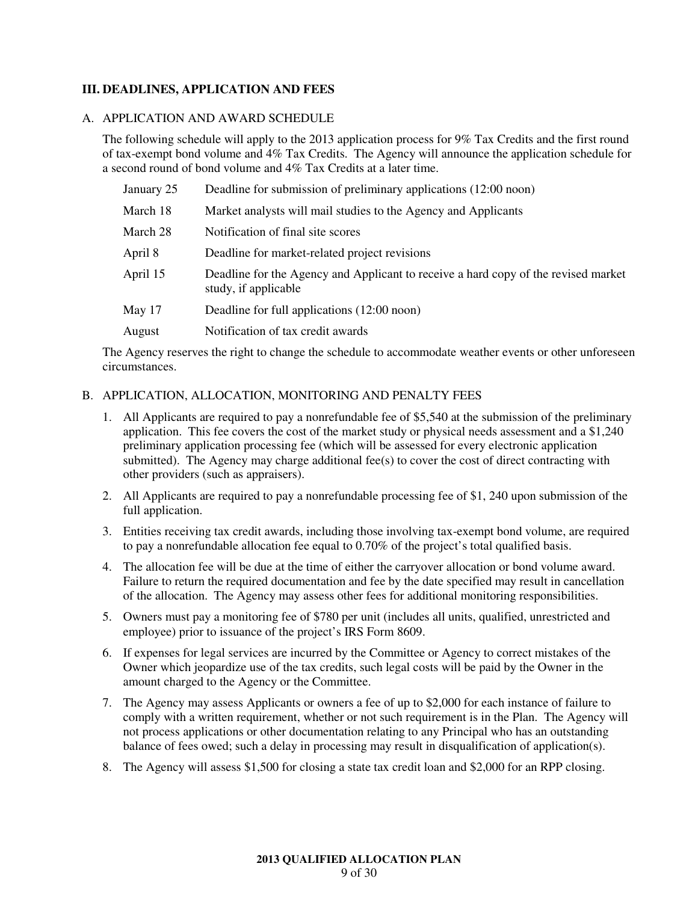## III. DEADLINES, APPLICATION AND FEES

### A. APPLICATION AND AWARD SCHEDULE

The following schedule will apply to the 2013 application process for 9% Tax Credits and the first round of tax-exempt bond volume and 4% Tax Credits. The Agency will announce the application schedule for a second round of bond volume and 4% Tax Credits at a later time.

| | |
|---|---|
| January 25 | Deadline for submission of preliminary applications (12:00 noon) |
| March 18 | Market analysts will mail studies to the Agency and Applicants |
| March 28 | Notification of final site scores |
| April 8 | Deadline for market-related project revisions |
| April 15 | Deadline for the Agency and Applicant to receive a hard copy of the revised market study, if applicable |
| May 17 | Deadline for full applications (12:00 noon) |
| August | Notification of tax credit awards |

The Agency reserves the right to change the schedule to accommodate weather events or other unforeseen circumstances.

### B. APPLICATION, ALLOCATION, MONITORING AND PENALTY FEES

1. All Applicants are required to pay a nonrefundable fee of $5,540 at the submission of the preliminary application. This fee covers the cost of the market study or physical needs assessment and a $1,240 preliminary application processing fee (which will be assessed for every electronic application submitted). The Agency may charge additional fee(s) to cover the cost of direct contracting with other providers (such as appraisers).
2. All Applicants are required to pay a nonrefundable processing fee of $1, 240 upon submission of the full application.
3. Entities receiving tax credit awards, including those involving tax-exempt bond volume, are required to pay a nonrefundable allocation fee equal to 0.70% of the project's total qualified basis.
4. The allocation fee will be due at the time of either the carryover allocation or bond volume award. Failure to return the required documentation and fee by the date specified may result in cancellation of the allocation. The Agency may assess other fees for additional monitoring responsibilities.
5. Owners must pay a monitoring fee of $780 per unit (includes all units, qualified, unrestricted and employee) prior to issuance of the project's IRS Form 8609.
6. If expenses for legal services are incurred by the Committee or Agency to correct mistakes of the Owner which jeopardize use of the tax credits, such legal costs will be paid by the Owner in the amount charged to the Agency or the Committee.
7. The Agency may assess Applicants or owners a fee of up to $2,000 for each instance of failure to comply with a written requirement, whether or not such requirement is in the Plan. The Agency will not process applications or other documentation relating to any Principal who has an outstanding balance of fees owed; such a delay in processing may result in disqualification of application(s).
8. The Agency will assess $1,500 for closing a state tax credit loan and $2,000 for an RPP closing.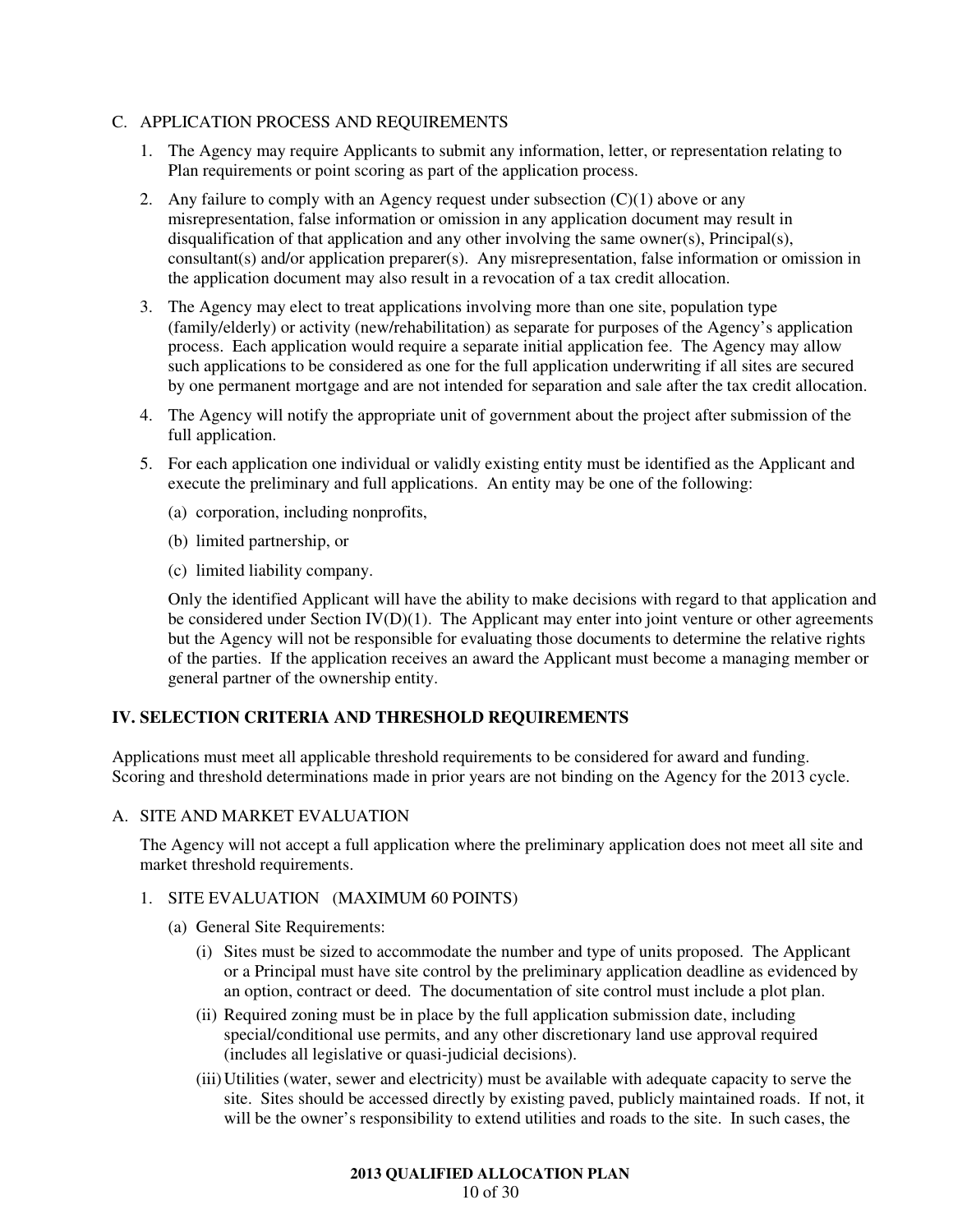C. APPLICATION PROCESS AND REQUIREMENTS

1. The Agency may require Applicants to submit any information, letter, or representation relating to Plan requirements or point scoring as part of the application process.

2. Any failure to comply with an Agency request under subsection (C)(1) above or any misrepresentation, false information or omission in any application document may result in disqualification of that application and any other involving the same owner(s), Principal(s), consultant(s) and/or application preparer(s). Any misrepresentation, false information or omission in the application document may also result in a revocation of a tax credit allocation.

3. The Agency may elect to treat applications involving more than one site, population type (family/elderly) or activity (new/rehabilitation) as separate for purposes of the Agency's application process. Each application would require a separate initial application fee. The Agency may allow such applications to be considered as one for the full application underwriting if all sites are secured by one permanent mortgage and are not intended for separation and sale after the tax credit allocation.

4. The Agency will notify the appropriate unit of government about the project after submission of the full application.

5. For each application one individual or validly existing entity must be identified as the Applicant and execute the preliminary and full applications. An entity may be one of the following:

   (a) corporation, including nonprofits,

   (b) limited partnership, or

   (c) limited liability company.

   Only the identified Applicant will have the ability to make decisions with regard to that application and be considered under Section IV(D)(1). The Applicant may enter into joint venture or other agreements but the Agency will not be responsible for evaluating those documents to determine the relative rights of the parties. If the application receives an award the Applicant must become a managing member or general partner of the ownership entity.

## IV. SELECTION CRITERIA AND THRESHOLD REQUIREMENTS

Applications must meet all applicable threshold requirements to be considered for award and funding. Scoring and threshold determinations made in prior years are not binding on the Agency for the 2013 cycle.

A. SITE AND MARKET EVALUATION

The Agency will not accept a full application where the preliminary application does not meet all site and market threshold requirements.

1. SITE EVALUATION (MAXIMUM 60 POINTS)

   (a) General Site Requirements:

      (i) Sites must be sized to accommodate the number and type of units proposed. The Applicant or a Principal must have site control by the preliminary application deadline as evidenced by an option, contract or deed. The documentation of site control must include a plot plan.

      (ii) Required zoning must be in place by the full application submission date, including special/conditional use permits, and any other discretionary land use approval required (includes all legislative or quasi-judicial decisions).

      (iii) Utilities (water, sewer and electricity) must be available with adequate capacity to serve the site. Sites should be accessed directly by existing paved, publicly maintained roads. If not, it will be the owner's responsibility to extend utilities and roads to the site. In such cases, the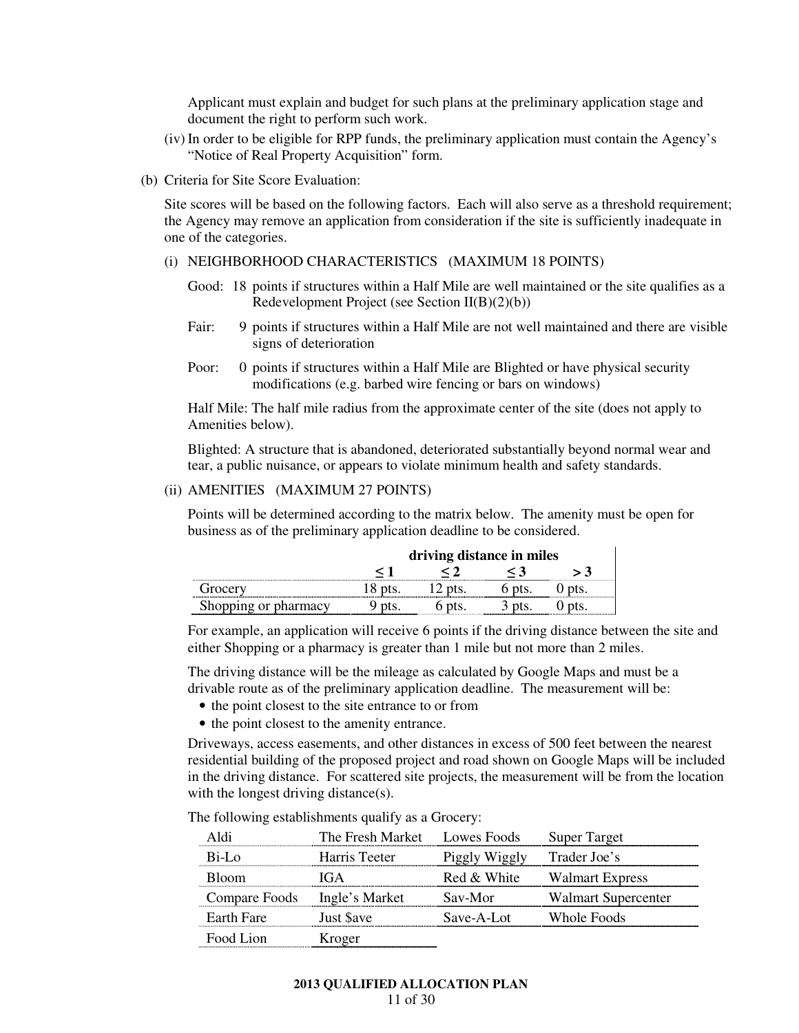Applicant must explain and budget for such plans at the preliminary application stage and document the right to perform such work.

(iv) In order to be eligible for RPP funds, the preliminary application must contain the Agency's "Notice of Real Property Acquisition" form.

(b) Criteria for Site Score Evaluation:

Site scores will be based on the following factors. Each will also serve as a threshold requirement; the Agency may remove an application from consideration if the site is sufficiently inadequate in one of the categories.

(i) NEIGHBORHOOD CHARACTERISTICS (MAXIMUM 18 POINTS)

Good: 18 points if structures within a Half Mile are well maintained or the site qualifies as a Redevelopment Project (see Section II(B)(2)(b))

Fair: 9 points if structures within a Half Mile are not well maintained and there are visible signs of deterioration

Poor: 0 points if structures within a Half Mile are Blighted or have physical security modifications (e.g. barbed wire fencing or bars on windows)

Half Mile: The half mile radius from the approximate center of the site (does not apply to Amenities below).

Blighted: A structure that is abandoned, deteriorated substantially beyond normal wear and tear, a public nuisance, or appears to violate minimum health and safety standards.

(ii) AMENITIES (MAXIMUM 27 POINTS)

Points will be determined according to the matrix below. The amenity must be open for business as of the preliminary application deadline to be considered.

| | driving distance in miles | | | |
|---|---|---|---|---|
| | ≤ 1 | ≤ 2 | ≤ 3 | > 3 |
| Grocery | 18 pts. | 12 pts. | 6 pts. | 0 pts. |
| Shopping or pharmacy | 9 pts. | 6 pts. | 3 pts. | 0 pts. |

For example, an application will receive 6 points if the driving distance between the site and either Shopping or a pharmacy is greater than 1 mile but not more than 2 miles.

The driving distance will be the mileage as calculated by Google Maps and must be a drivable route as of the preliminary application deadline. The measurement will be:

- the point closest to the site entrance to or from
- the point closest to the amenity entrance.

Driveways, access easements, and other distances in excess of 500 feet between the nearest residential building of the proposed project and road shown on Google Maps will be included in the driving distance. For scattered site projects, the measurement will be from the location with the longest driving distance(s).

The following establishments qualify as a Grocery:

| | | | |
|---|---|---|---|
| Aldi | The Fresh Market | Lowes Foods | Super Target |
| Bi-Lo | Harris Teeter | Piggly Wiggly | Trader Joe's |
| Bloom | IGA | Red & White | Walmart Express |
| Compare Foods | Ingle's Market | Sav-Mor | Walmart Supercenter |
| Earth Fare | Just $ave | Save-A-Lot | Whole Foods |
| Food Lion | Kroger | | |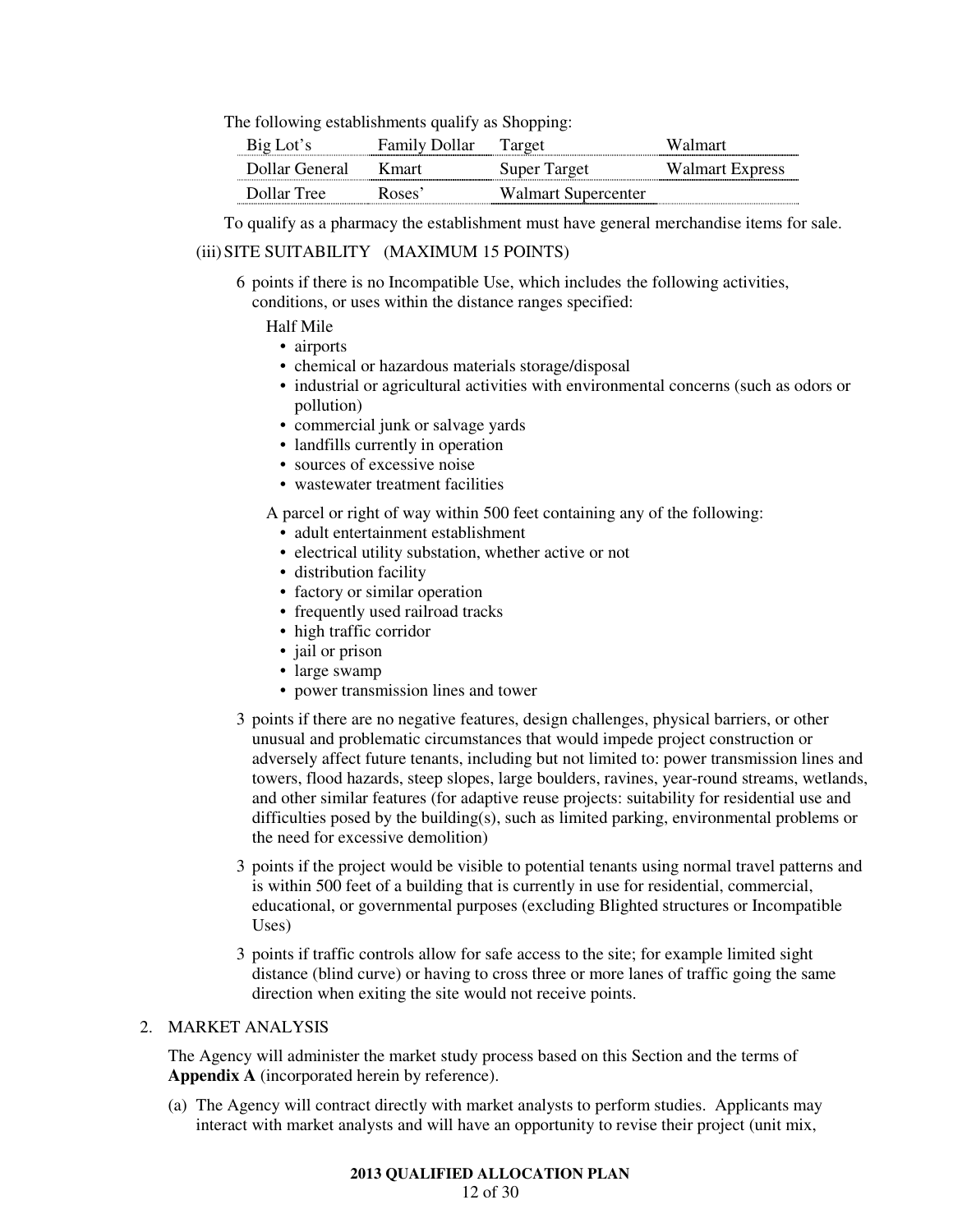The following establishments qualify as Shopping:

| | | | |
|---|---|---|---|
| Big Lot's | Family Dollar | Target | Walmart |
| Dollar General | Kmart | Super Target | Walmart Express |
| Dollar Tree | Roses' | Walmart Supercenter | |

To qualify as a pharmacy the establishment must have general merchandise items for sale.

(iii) SITE SUITABILITY (MAXIMUM 15 POINTS)

6 points if there is no Incompatible Use, which includes the following activities, conditions, or uses within the distance ranges specified:

Half Mile

- airports
- chemical or hazardous materials storage/disposal
- industrial or agricultural activities with environmental concerns (such as odors or pollution)
- commercial junk or salvage yards
- landfills currently in operation
- sources of excessive noise
- wastewater treatment facilities

A parcel or right of way within 500 feet containing any of the following:

- adult entertainment establishment
- electrical utility substation, whether active or not
- distribution facility
- factory or similar operation
- frequently used railroad tracks
- high traffic corridor
- jail or prison
- large swamp
- power transmission lines and tower

3 points if there are no negative features, design challenges, physical barriers, or other unusual and problematic circumstances that would impede project construction or adversely affect future tenants, including but not limited to: power transmission lines and towers, flood hazards, steep slopes, large boulders, ravines, year-round streams, wetlands, and other similar features (for adaptive reuse projects: suitability for residential use and difficulties posed by the building(s), such as limited parking, environmental problems or the need for excessive demolition)

3 points if the project would be visible to potential tenants using normal travel patterns and is within 500 feet of a building that is currently in use for residential, commercial, educational, or governmental purposes (excluding Blighted structures or Incompatible Uses)

3 points if traffic controls allow for safe access to the site; for example limited sight distance (blind curve) or having to cross three or more lanes of traffic going the same direction when exiting the site would not receive points.

2. MARKET ANALYSIS

The Agency will administer the market study process based on this Section and the terms of **Appendix A** (incorporated herein by reference).

(a) The Agency will contract directly with market analysts to perform studies. Applicants may interact with market analysts and will have an opportunity to revise their project (unit mix,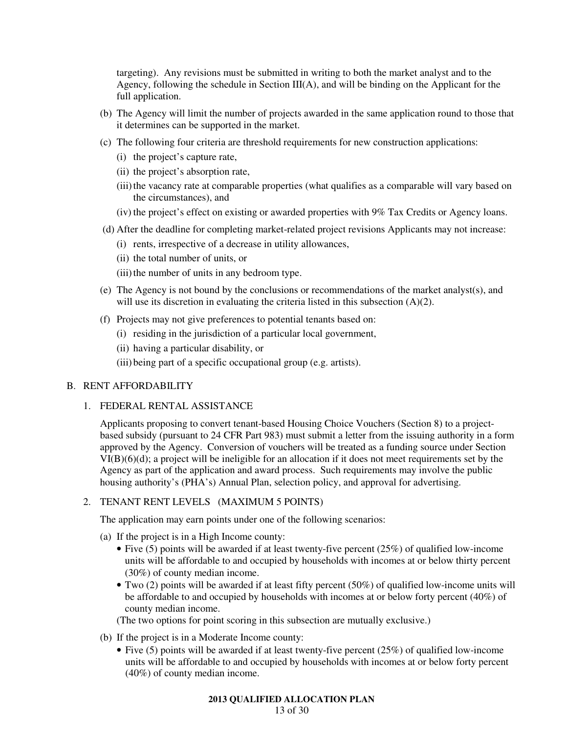targeting). Any revisions must be submitted in writing to both the market analyst and to the Agency, following the schedule in Section III(A), and will be binding on the Applicant for the full application.

(b) The Agency will limit the number of projects awarded in the same application round to those that it determines can be supported in the market.

(c) The following four criteria are threshold requirements for new construction applications:

- (i) the project's capture rate,
- (ii) the project's absorption rate,
- (iii) the vacancy rate at comparable properties (what qualifies as a comparable will vary based on the circumstances), and
- (iv) the project's effect on existing or awarded properties with 9% Tax Credits or Agency loans.

(d) After the deadline for completing market-related project revisions Applicants may not increase:

- (i) rents, irrespective of a decrease in utility allowances,
- (ii) the total number of units, or
- (iii) the number of units in any bedroom type.

(e) The Agency is not bound by the conclusions or recommendations of the market analyst(s), and will use its discretion in evaluating the criteria listed in this subsection (A)(2).

(f) Projects may not give preferences to potential tenants based on:

- (i) residing in the jurisdiction of a particular local government,
- (ii) having a particular disability, or
- (iii) being part of a specific occupational group (e.g. artists).

## B. RENT AFFORDABILITY

### 1. FEDERAL RENTAL ASSISTANCE

Applicants proposing to convert tenant-based Housing Choice Vouchers (Section 8) to a project-based subsidy (pursuant to 24 CFR Part 983) must submit a letter from the issuing authority in a form approved by the Agency. Conversion of vouchers will be treated as a funding source under Section VI(B)(6)(d); a project will be ineligible for an allocation if it does not meet requirements set by the Agency as part of the application and award process. Such requirements may involve the public housing authority's (PHA's) Annual Plan, selection policy, and approval for advertising.

### 2. TENANT RENT LEVELS (MAXIMUM 5 POINTS)

The application may earn points under one of the following scenarios:

(a) If the project is in a High Income county:

- Five (5) points will be awarded if at least twenty-five percent (25%) of qualified low-income units will be affordable to and occupied by households with incomes at or below thirty percent (30%) of county median income.
- Two (2) points will be awarded if at least fifty percent (50%) of qualified low-income units will be affordable to and occupied by households with incomes at or below forty percent (40%) of county median income.

(The two options for point scoring in this subsection are mutually exclusive.)

(b) If the project is in a Moderate Income county:

- Five (5) points will be awarded if at least twenty-five percent (25%) of qualified low-income units will be affordable to and occupied by households with incomes at or below forty percent (40%) of county median income.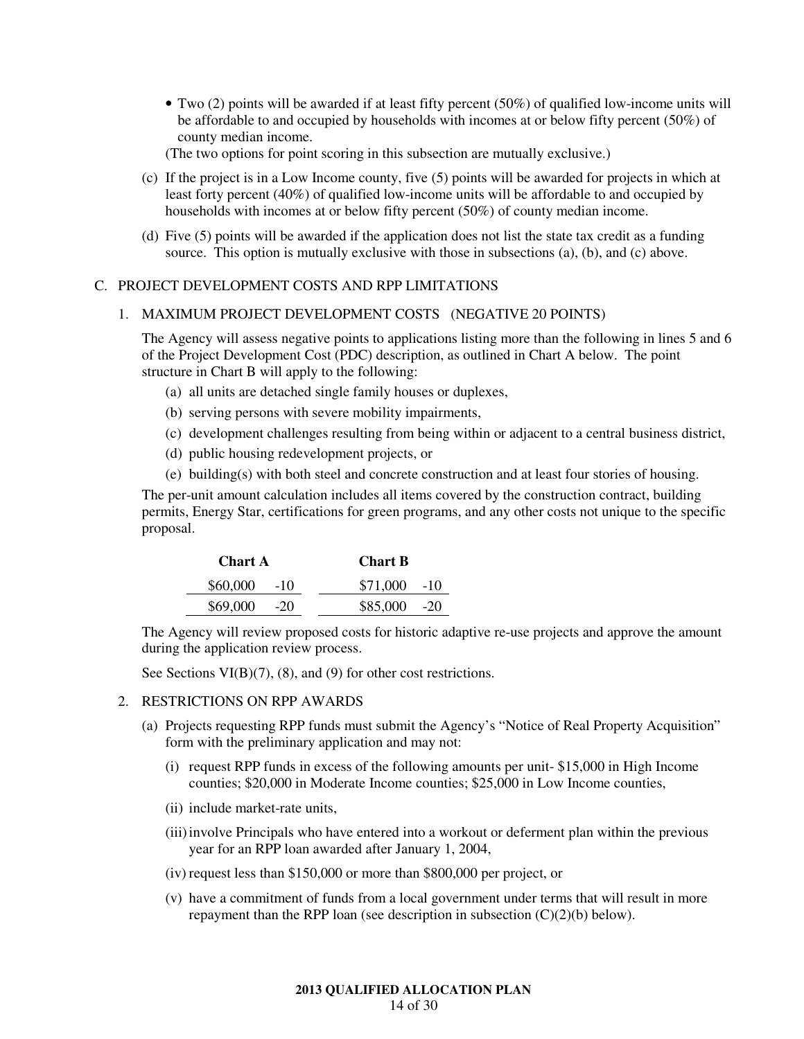- Two (2) points will be awarded if at least fifty percent (50%) of qualified low-income units will be affordable to and occupied by households with incomes at or below fifty percent (50%) of county median income.

(The two options for point scoring in this subsection are mutually exclusive.)

(c) If the project is in a Low Income county, five (5) points will be awarded for projects in which at least forty percent (40%) of qualified low-income units will be affordable to and occupied by households with incomes at or below fifty percent (50%) of county median income.

(d) Five (5) points will be awarded if the application does not list the state tax credit as a funding source. This option is mutually exclusive with those in subsections (a), (b), and (c) above.

C. PROJECT DEVELOPMENT COSTS AND RPP LIMITATIONS

1. MAXIMUM PROJECT DEVELOPMENT COSTS (NEGATIVE 20 POINTS)

The Agency will assess negative points to applications listing more than the following in lines 5 and 6 of the Project Development Cost (PDC) description, as outlined in Chart A below. The point structure in Chart B will apply to the following:

(a) all units are detached single family houses or duplexes,

(b) serving persons with severe mobility impairments,

(c) development challenges resulting from being within or adjacent to a central business district,

(d) public housing redevelopment projects, or

(e) building(s) with both steel and concrete construction and at least four stories of housing.

The per-unit amount calculation includes all items covered by the construction contract, building permits, Energy Star, certifications for green programs, and any other costs not unique to the specific proposal.

| **Chart A** | | **Chart B** | |
|---|---|---|---|
| \$60,000 | -10 | \$71,000 | -10 |
| \$69,000 | -20 | \$85,000 | -20 |

The Agency will review proposed costs for historic adaptive re-use projects and approve the amount during the application review process.

See Sections VI(B)(7), (8), and (9) for other cost restrictions.

2. RESTRICTIONS ON RPP AWARDS

(a) Projects requesting RPP funds must submit the Agency's "Notice of Real Property Acquisition" form with the preliminary application and may not:

(i) request RPP funds in excess of the following amounts per unit- \$15,000 in High Income counties; \$20,000 in Moderate Income counties; \$25,000 in Low Income counties,

(ii) include market-rate units,

(iii) involve Principals who have entered into a workout or deferment plan within the previous year for an RPP loan awarded after January 1, 2004,

(iv) request less than \$150,000 or more than \$800,000 per project, or

(v) have a commitment of funds from a local government under terms that will result in more repayment than the RPP loan (see description in subsection (C)(2)(b) below).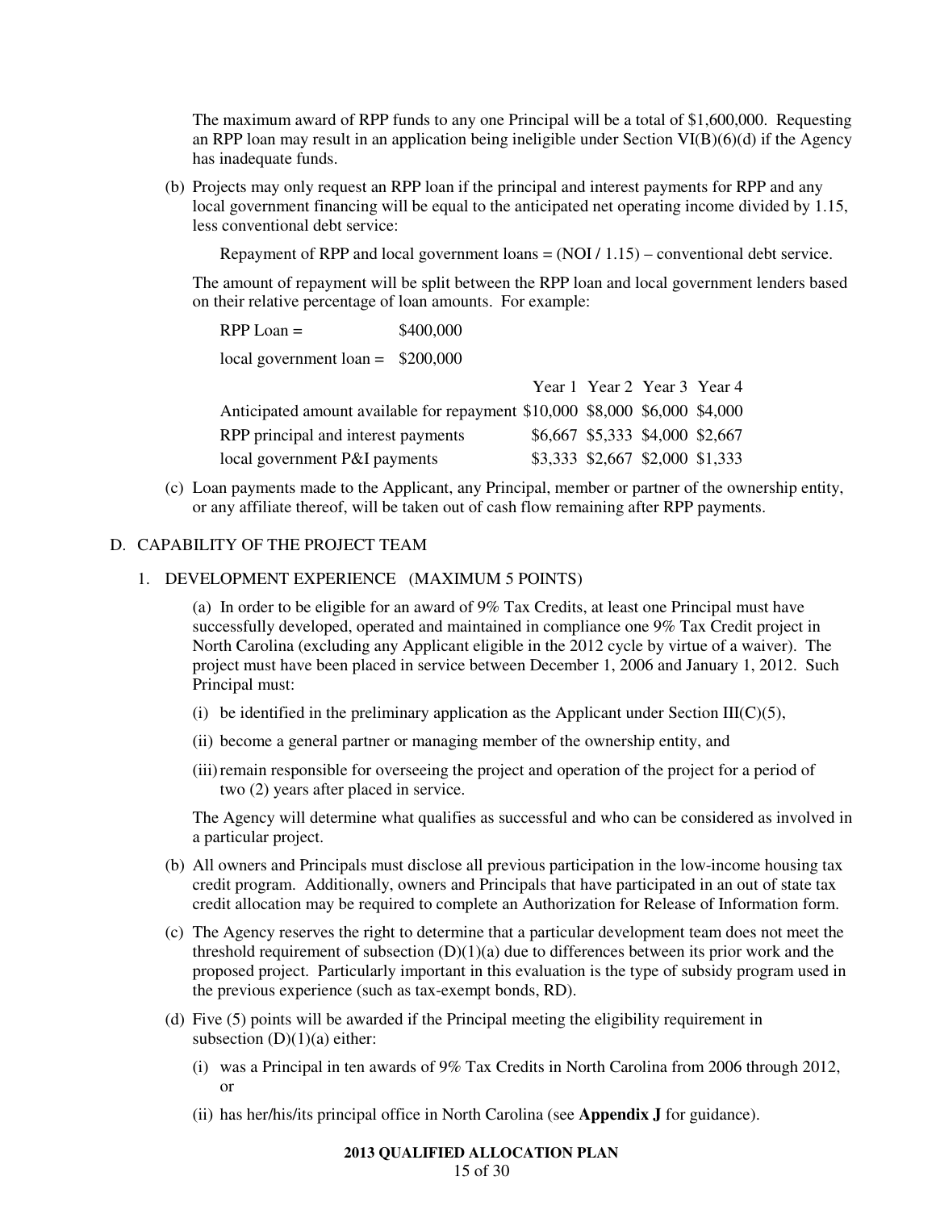The maximum award of RPP funds to any one Principal will be a total of $1,600,000. Requesting an RPP loan may result in an application being ineligible under Section VI(B)(6)(d) if the Agency has inadequate funds.

(b) Projects may only request an RPP loan if the principal and interest payments for RPP and any local government financing will be equal to the anticipated net operating income divided by 1.15, less conventional debt service:

Repayment of RPP and local government loans = (NOI / 1.15) – conventional debt service.

The amount of repayment will be split between the RPP loan and local government lenders based on their relative percentage of loan amounts. For example:

RPP Loan = $400,000

local government loan = $200,000

| | Year 1 | Year 2 | Year 3 | Year 4 |
|---|---|---|---|---|
| Anticipated amount available for repayment | $10,000 | $8,000 | $6,000 | $4,000 |
| RPP principal and interest payments | $6,667 | $5,333 | $4,000 | $2,667 |
| local government P&I payments | $3,333 | $2,667 | $2,000 | $1,333 |

(c) Loan payments made to the Applicant, any Principal, member or partner of the ownership entity, or any affiliate thereof, will be taken out of cash flow remaining after RPP payments.

## D. CAPABILITY OF THE PROJECT TEAM

### 1. DEVELOPMENT EXPERIENCE (MAXIMUM 5 POINTS)

(a) In order to be eligible for an award of 9% Tax Credits, at least one Principal must have successfully developed, operated and maintained in compliance one 9% Tax Credit project in North Carolina (excluding any Applicant eligible in the 2012 cycle by virtue of a waiver). The project must have been placed in service between December 1, 2006 and January 1, 2012. Such Principal must:

(i) be identified in the preliminary application as the Applicant under Section III(C)(5),

(ii) become a general partner or managing member of the ownership entity, and

(iii) remain responsible for overseeing the project and operation of the project for a period of two (2) years after placed in service.

The Agency will determine what qualifies as successful and who can be considered as involved in a particular project.

(b) All owners and Principals must disclose all previous participation in the low-income housing tax credit program. Additionally, owners and Principals that have participated in an out of state tax credit allocation may be required to complete an Authorization for Release of Information form.

(c) The Agency reserves the right to determine that a particular development team does not meet the threshold requirement of subsection (D)(1)(a) due to differences between its prior work and the proposed project. Particularly important in this evaluation is the type of subsidy program used in the previous experience (such as tax-exempt bonds, RD).

(d) Five (5) points will be awarded if the Principal meeting the eligibility requirement in subsection (D)(1)(a) either:

(i) was a Principal in ten awards of 9% Tax Credits in North Carolina from 2006 through 2012, or

(ii) has her/his/its principal office in North Carolina (see **Appendix J** for guidance).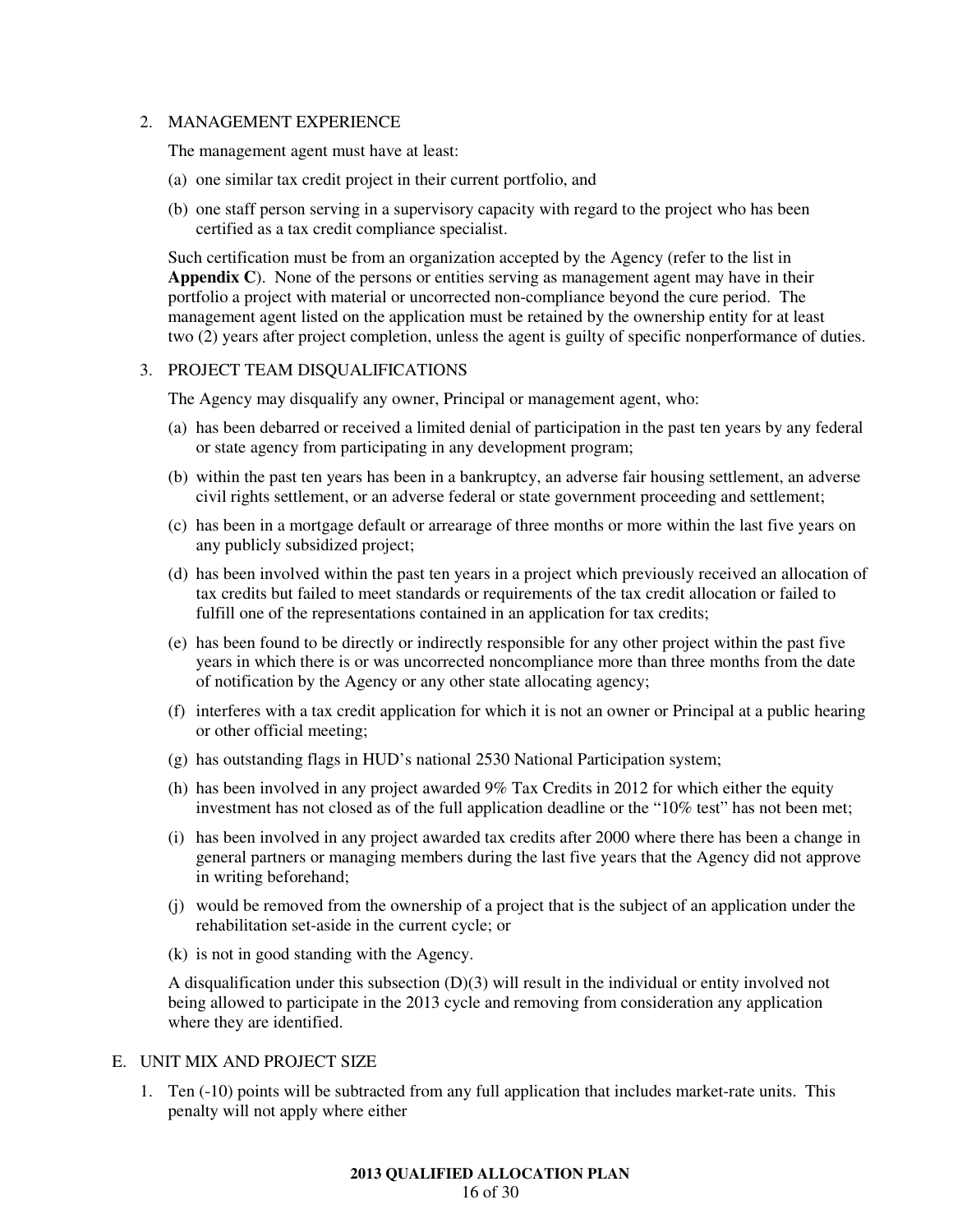2. MANAGEMENT EXPERIENCE

   The management agent must have at least:

   (a) one similar tax credit project in their current portfolio, and

   (b) one staff person serving in a supervisory capacity with regard to the project who has been certified as a tax credit compliance specialist.

   Such certification must be from an organization accepted by the Agency (refer to the list in **Appendix C**). None of the persons or entities serving as management agent may have in their portfolio a project with material or uncorrected non-compliance beyond the cure period. The management agent listed on the application must be retained by the ownership entity for at least two (2) years after project completion, unless the agent is guilty of specific nonperformance of duties.

3. PROJECT TEAM DISQUALIFICATIONS

   The Agency may disqualify any owner, Principal or management agent, who:

   (a) has been debarred or received a limited denial of participation in the past ten years by any federal or state agency from participating in any development program;

   (b) within the past ten years has been in a bankruptcy, an adverse fair housing settlement, an adverse civil rights settlement, or an adverse federal or state government proceeding and settlement;

   (c) has been in a mortgage default or arrearage of three months or more within the last five years on any publicly subsidized project;

   (d) has been involved within the past ten years in a project which previously received an allocation of tax credits but failed to meet standards or requirements of the tax credit allocation or failed to fulfill one of the representations contained in an application for tax credits;

   (e) has been found to be directly or indirectly responsible for any other project within the past five years in which there is or was uncorrected noncompliance more than three months from the date of notification by the Agency or any other state allocating agency;

   (f) interferes with a tax credit application for which it is not an owner or Principal at a public hearing or other official meeting;

   (g) has outstanding flags in HUD's national 2530 National Participation system;

   (h) has been involved in any project awarded 9% Tax Credits in 2012 for which either the equity investment has not closed as of the full application deadline or the "10% test" has not been met;

   (i) has been involved in any project awarded tax credits after 2000 where there has been a change in general partners or managing members during the last five years that the Agency did not approve in writing beforehand;

   (j) would be removed from the ownership of a project that is the subject of an application under the rehabilitation set-aside in the current cycle; or

   (k) is not in good standing with the Agency.

   A disqualification under this subsection (D)(3) will result in the individual or entity involved not being allowed to participate in the 2013 cycle and removing from consideration any application where they are identified.

E. UNIT MIX AND PROJECT SIZE

1. Ten (-10) points will be subtracted from any full application that includes market-rate units. This penalty will not apply where either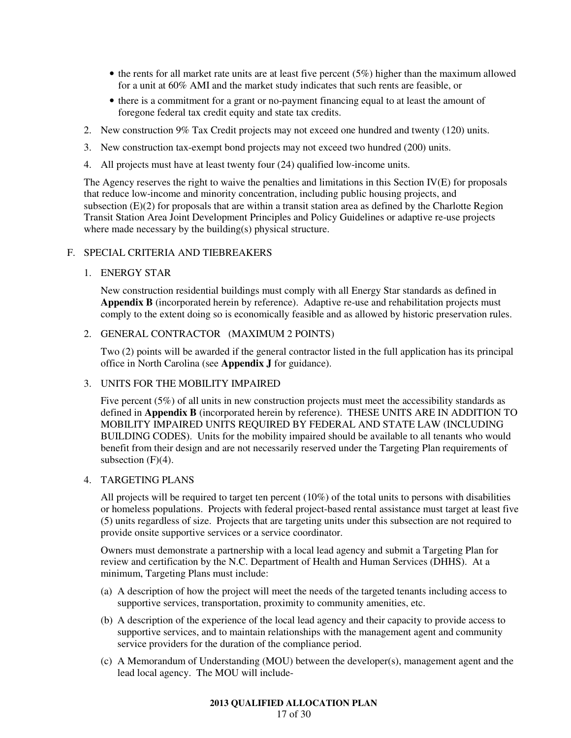- the rents for all market rate units are at least five percent (5%) higher than the maximum allowed for a unit at 60% AMI and the market study indicates that such rents are feasible, or
- there is a commitment for a grant or no-payment financing equal to at least the amount of foregone federal tax credit equity and state tax credits.

2. New construction 9% Tax Credit projects may not exceed one hundred and twenty (120) units.
3. New construction tax-exempt bond projects may not exceed two hundred (200) units.
4. All projects must have at least twenty four (24) qualified low-income units.

The Agency reserves the right to waive the penalties and limitations in this Section IV(E) for proposals that reduce low-income and minority concentration, including public housing projects, and subsection (E)(2) for proposals that are within a transit station area as defined by the Charlotte Region Transit Station Area Joint Development Principles and Policy Guidelines or adaptive re-use projects where made necessary by the building(s) physical structure.

F. SPECIAL CRITERIA AND TIEBREAKERS

1. ENERGY STAR

New construction residential buildings must comply with all Energy Star standards as defined in **Appendix B** (incorporated herein by reference). Adaptive re-use and rehabilitation projects must comply to the extent doing so is economically feasible and as allowed by historic preservation rules.

2. GENERAL CONTRACTOR (MAXIMUM 2 POINTS)

Two (2) points will be awarded if the general contractor listed in the full application has its principal office in North Carolina (see **Appendix J** for guidance).

3. UNITS FOR THE MOBILITY IMPAIRED

Five percent (5%) of all units in new construction projects must meet the accessibility standards as defined in **Appendix B** (incorporated herein by reference). THESE UNITS ARE IN ADDITION TO MOBILITY IMPAIRED UNITS REQUIRED BY FEDERAL AND STATE LAW (INCLUDING BUILDING CODES). Units for the mobility impaired should be available to all tenants who would benefit from their design and are not necessarily reserved under the Targeting Plan requirements of subsection (F)(4).

4. TARGETING PLANS

All projects will be required to target ten percent (10%) of the total units to persons with disabilities or homeless populations. Projects with federal project-based rental assistance must target at least five (5) units regardless of size. Projects that are targeting units under this subsection are not required to provide onsite supportive services or a service coordinator.

Owners must demonstrate a partnership with a local lead agency and submit a Targeting Plan for review and certification by the N.C. Department of Health and Human Services (DHHS). At a minimum, Targeting Plans must include:

(a) A description of how the project will meet the needs of the targeted tenants including access to supportive services, transportation, proximity to community amenities, etc.

(b) A description of the experience of the local lead agency and their capacity to provide access to supportive services, and to maintain relationships with the management agent and community service providers for the duration of the compliance period.

(c) A Memorandum of Understanding (MOU) between the developer(s), management agent and the lead local agency. The MOU will include-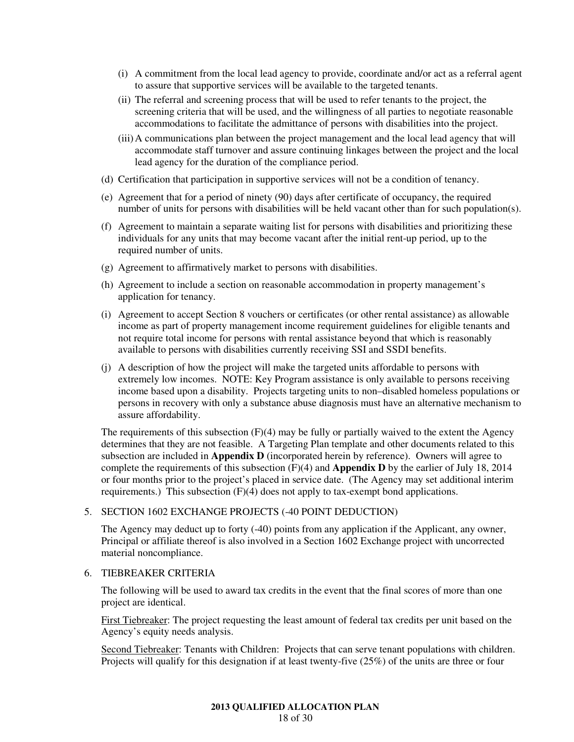(i) A commitment from the local lead agency to provide, coordinate and/or act as a referral agent to assure that supportive services will be available to the targeted tenants.

(ii) The referral and screening process that will be used to refer tenants to the project, the screening criteria that will be used, and the willingness of all parties to negotiate reasonable accommodations to facilitate the admittance of persons with disabilities into the project.

(iii) A communications plan between the project management and the local lead agency that will accommodate staff turnover and assure continuing linkages between the project and the local lead agency for the duration of the compliance period.

(d) Certification that participation in supportive services will not be a condition of tenancy.

(e) Agreement that for a period of ninety (90) days after certificate of occupancy, the required number of units for persons with disabilities will be held vacant other than for such population(s).

(f) Agreement to maintain a separate waiting list for persons with disabilities and prioritizing these individuals for any units that may become vacant after the initial rent-up period, up to the required number of units.

(g) Agreement to affirmatively market to persons with disabilities.

(h) Agreement to include a section on reasonable accommodation in property management's application for tenancy.

(i) Agreement to accept Section 8 vouchers or certificates (or other rental assistance) as allowable income as part of property management income requirement guidelines for eligible tenants and not require total income for persons with rental assistance beyond that which is reasonably available to persons with disabilities currently receiving SSI and SSDI benefits.

(j) A description of how the project will make the targeted units affordable to persons with extremely low incomes. NOTE: Key Program assistance is only available to persons receiving income based upon a disability. Projects targeting units to non–disabled homeless populations or persons in recovery with only a substance abuse diagnosis must have an alternative mechanism to assure affordability.

The requirements of this subsection (F)(4) may be fully or partially waived to the extent the Agency determines that they are not feasible. A Targeting Plan template and other documents related to this subsection are included in **Appendix D** (incorporated herein by reference). Owners will agree to complete the requirements of this subsection (F)(4) and **Appendix D** by the earlier of July 18, 2014 or four months prior to the project's placed in service date. (The Agency may set additional interim requirements.) This subsection (F)(4) does not apply to tax-exempt bond applications.

5. SECTION 1602 EXCHANGE PROJECTS (-40 POINT DEDUCTION)

The Agency may deduct up to forty (-40) points from any application if the Applicant, any owner, Principal or affiliate thereof is also involved in a Section 1602 Exchange project with uncorrected material noncompliance.

6. TIEBREAKER CRITERIA

The following will be used to award tax credits in the event that the final scores of more than one project are identical.

First Tiebreaker: The project requesting the least amount of federal tax credits per unit based on the Agency's equity needs analysis.

Second Tiebreaker: Tenants with Children: Projects that can serve tenant populations with children. Projects will qualify for this designation if at least twenty-five (25%) of the units are three or four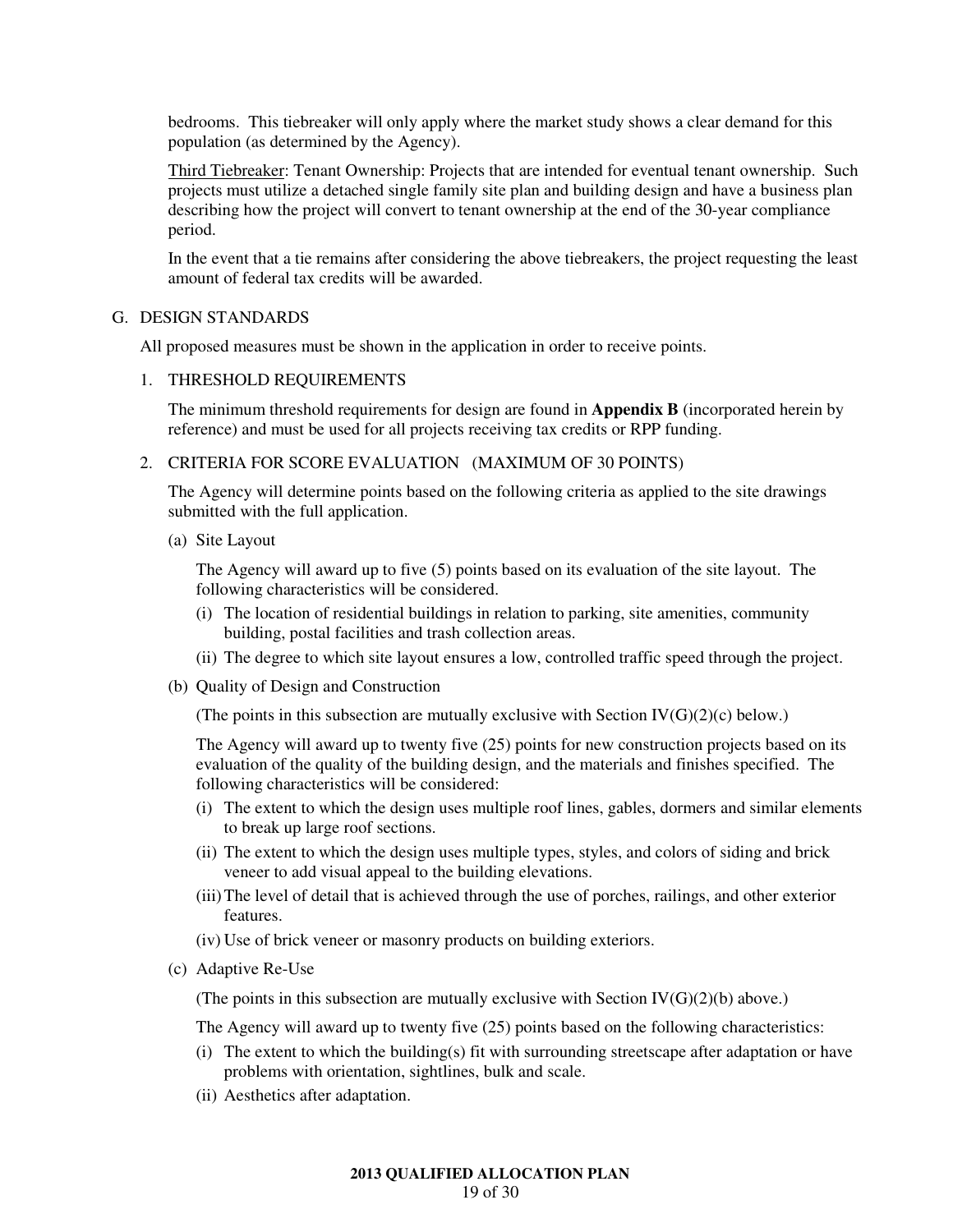bedrooms. This tiebreaker will only apply where the market study shows a clear demand for this population (as determined by the Agency).

Third Tiebreaker: Tenant Ownership: Projects that are intended for eventual tenant ownership. Such projects must utilize a detached single family site plan and building design and have a business plan describing how the project will convert to tenant ownership at the end of the 30-year compliance period.

In the event that a tie remains after considering the above tiebreakers, the project requesting the least amount of federal tax credits will be awarded.

## G. DESIGN STANDARDS

All proposed measures must be shown in the application in order to receive points.

### 1. THRESHOLD REQUIREMENTS

The minimum threshold requirements for design are found in **Appendix B** (incorporated herein by reference) and must be used for all projects receiving tax credits or RPP funding.

### 2. CRITERIA FOR SCORE EVALUATION (MAXIMUM OF 30 POINTS)

The Agency will determine points based on the following criteria as applied to the site drawings submitted with the full application.

(a) Site Layout

The Agency will award up to five (5) points based on its evaluation of the site layout. The following characteristics will be considered.

- (i) The location of residential buildings in relation to parking, site amenities, community building, postal facilities and trash collection areas.
- (ii) The degree to which site layout ensures a low, controlled traffic speed through the project.

(b) Quality of Design and Construction

(The points in this subsection are mutually exclusive with Section IV(G)(2)(c) below.)

The Agency will award up to twenty five (25) points for new construction projects based on its evaluation of the quality of the building design, and the materials and finishes specified. The following characteristics will be considered:

- (i) The extent to which the design uses multiple roof lines, gables, dormers and similar elements to break up large roof sections.
- (ii) The extent to which the design uses multiple types, styles, and colors of siding and brick veneer to add visual appeal to the building elevations.
- (iii) The level of detail that is achieved through the use of porches, railings, and other exterior features.
- (iv) Use of brick veneer or masonry products on building exteriors.

(c) Adaptive Re-Use

(The points in this subsection are mutually exclusive with Section IV(G)(2)(b) above.)

The Agency will award up to twenty five (25) points based on the following characteristics:

- (i) The extent to which the building(s) fit with surrounding streetscape after adaptation or have problems with orientation, sightlines, bulk and scale.
- (ii) Aesthetics after adaptation.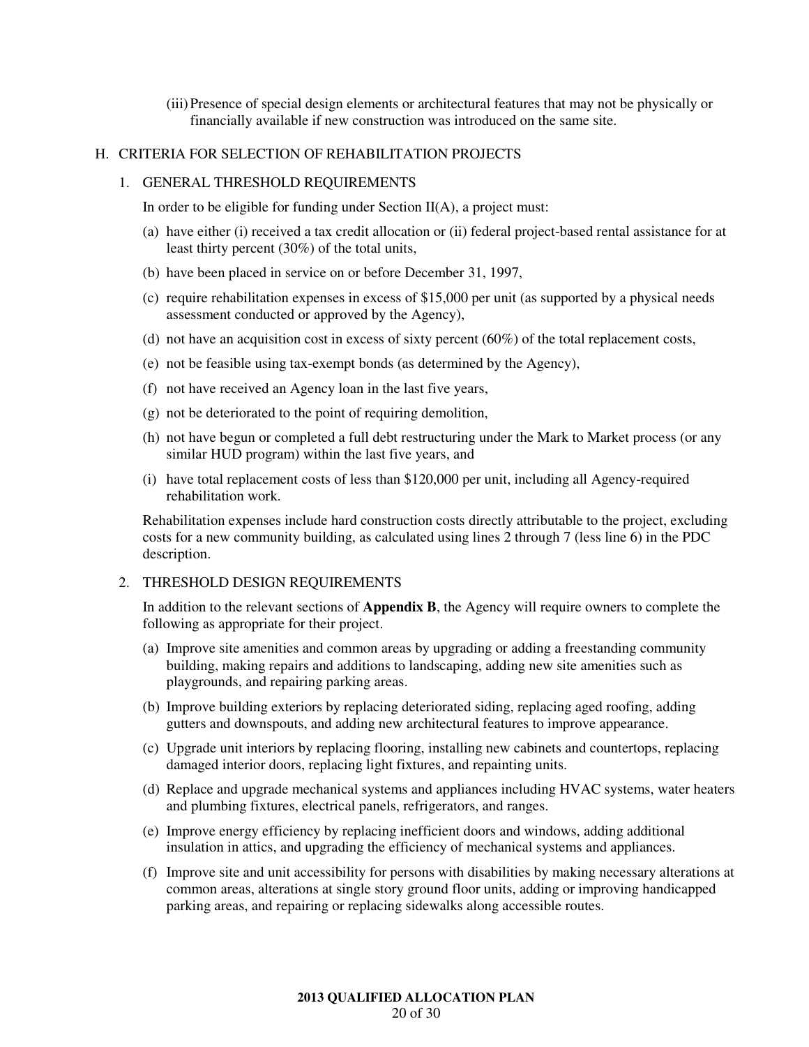(iii) Presence of special design elements or architectural features that may not be physically or financially available if new construction was introduced on the same site.

## H. CRITERIA FOR SELECTION OF REHABILITATION PROJECTS

### 1. GENERAL THRESHOLD REQUIREMENTS

In order to be eligible for funding under Section II(A), a project must:

(a) have either (i) received a tax credit allocation or (ii) federal project-based rental assistance for at least thirty percent (30%) of the total units,

(b) have been placed in service on or before December 31, 1997,

(c) require rehabilitation expenses in excess of $15,000 per unit (as supported by a physical needs assessment conducted or approved by the Agency),

(d) not have an acquisition cost in excess of sixty percent (60%) of the total replacement costs,

(e) not be feasible using tax-exempt bonds (as determined by the Agency),

(f) not have received an Agency loan in the last five years,

(g) not be deteriorated to the point of requiring demolition,

(h) not have begun or completed a full debt restructuring under the Mark to Market process (or any similar HUD program) within the last five years, and

(i) have total replacement costs of less than $120,000 per unit, including all Agency-required rehabilitation work.

Rehabilitation expenses include hard construction costs directly attributable to the project, excluding costs for a new community building, as calculated using lines 2 through 7 (less line 6) in the PDC description.

### 2. THRESHOLD DESIGN REQUIREMENTS

In addition to the relevant sections of **Appendix B**, the Agency will require owners to complete the following as appropriate for their project.

(a) Improve site amenities and common areas by upgrading or adding a freestanding community building, making repairs and additions to landscaping, adding new site amenities such as playgrounds, and repairing parking areas.

(b) Improve building exteriors by replacing deteriorated siding, replacing aged roofing, adding gutters and downspouts, and adding new architectural features to improve appearance.

(c) Upgrade unit interiors by replacing flooring, installing new cabinets and countertops, replacing damaged interior doors, replacing light fixtures, and repainting units.

(d) Replace and upgrade mechanical systems and appliances including HVAC systems, water heaters and plumbing fixtures, electrical panels, refrigerators, and ranges.

(e) Improve energy efficiency by replacing inefficient doors and windows, adding additional insulation in attics, and upgrading the efficiency of mechanical systems and appliances.

(f) Improve site and unit accessibility for persons with disabilities by making necessary alterations at common areas, alterations at single story ground floor units, adding or improving handicapped parking areas, and repairing or replacing sidewalks along accessible routes.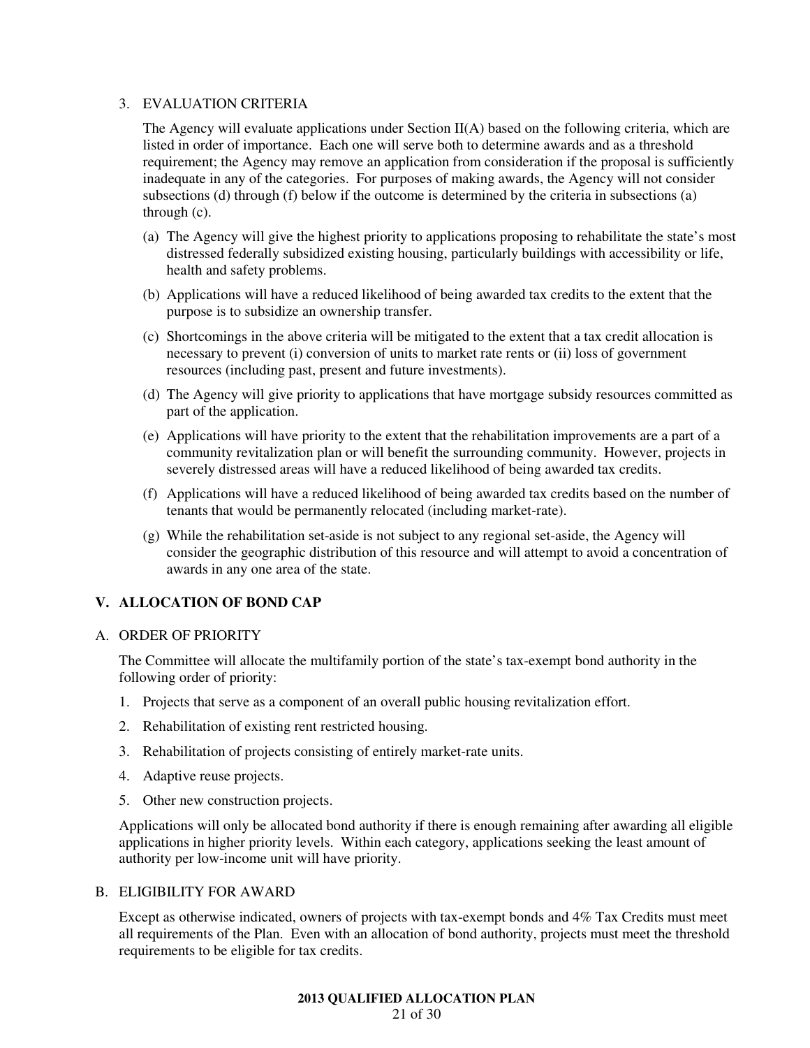3. EVALUATION CRITERIA

   The Agency will evaluate applications under Section II(A) based on the following criteria, which are listed in order of importance. Each one will serve both to determine awards and as a threshold requirement; the Agency may remove an application from consideration if the proposal is sufficiently inadequate in any of the categories. For purposes of making awards, the Agency will not consider subsections (d) through (f) below if the outcome is determined by the criteria in subsections (a) through (c).

   (a) The Agency will give the highest priority to applications proposing to rehabilitate the state's most distressed federally subsidized existing housing, particularly buildings with accessibility or life, health and safety problems.

   (b) Applications will have a reduced likelihood of being awarded tax credits to the extent that the purpose is to subsidize an ownership transfer.

   (c) Shortcomings in the above criteria will be mitigated to the extent that a tax credit allocation is necessary to prevent (i) conversion of units to market rate rents or (ii) loss of government resources (including past, present and future investments).

   (d) The Agency will give priority to applications that have mortgage subsidy resources committed as part of the application.

   (e) Applications will have priority to the extent that the rehabilitation improvements are a part of a community revitalization plan or will benefit the surrounding community. However, projects in severely distressed areas will have a reduced likelihood of being awarded tax credits.

   (f) Applications will have a reduced likelihood of being awarded tax credits based on the number of tenants that would be permanently relocated (including market-rate).

   (g) While the rehabilitation set-aside is not subject to any regional set-aside, the Agency will consider the geographic distribution of this resource and will attempt to avoid a concentration of awards in any one area of the state.

## V. ALLOCATION OF BOND CAP

### A. ORDER OF PRIORITY

The Committee will allocate the multifamily portion of the state's tax-exempt bond authority in the following order of priority:

1. Projects that serve as a component of an overall public housing revitalization effort.
2. Rehabilitation of existing rent restricted housing.
3. Rehabilitation of projects consisting of entirely market-rate units.
4. Adaptive reuse projects.
5. Other new construction projects.

Applications will only be allocated bond authority if there is enough remaining after awarding all eligible applications in higher priority levels. Within each category, applications seeking the least amount of authority per low-income unit will have priority.

### B. ELIGIBILITY FOR AWARD

Except as otherwise indicated, owners of projects with tax-exempt bonds and 4% Tax Credits must meet all requirements of the Plan. Even with an allocation of bond authority, projects must meet the threshold requirements to be eligible for tax credits.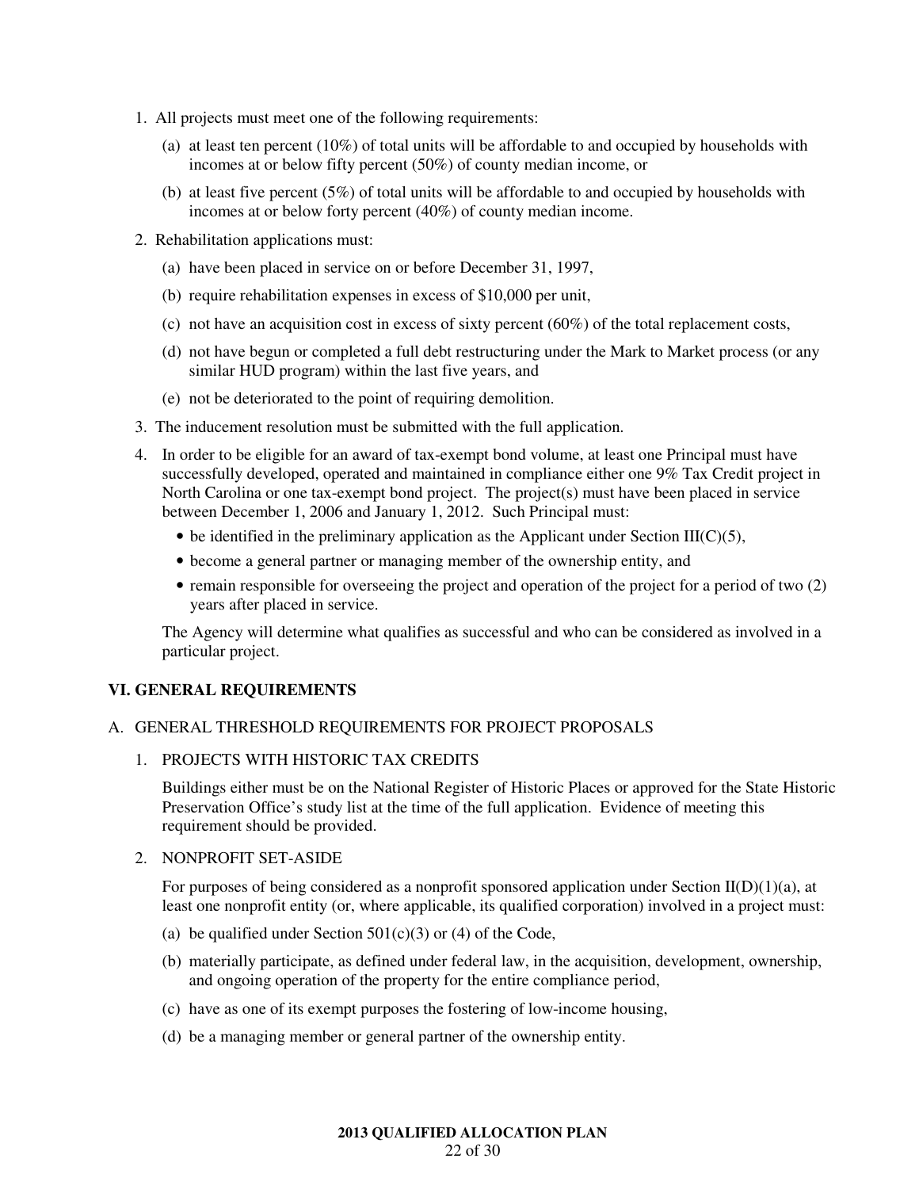1. All projects must meet one of the following requirements:
   (a) at least ten percent (10%) of total units will be affordable to and occupied by households with incomes at or below fifty percent (50%) of county median income, or
   (b) at least five percent (5%) of total units will be affordable to and occupied by households with incomes at or below forty percent (40%) of county median income.

2. Rehabilitation applications must:
   (a) have been placed in service on or before December 31, 1997,
   (b) require rehabilitation expenses in excess of $10,000 per unit,
   (c) not have an acquisition cost in excess of sixty percent (60%) of the total replacement costs,
   (d) not have begun or completed a full debt restructuring under the Mark to Market process (or any similar HUD program) within the last five years, and
   (e) not be deteriorated to the point of requiring demolition.

3. The inducement resolution must be submitted with the full application.

4. In order to be eligible for an award of tax-exempt bond volume, at least one Principal must have successfully developed, operated and maintained in compliance either one 9% Tax Credit project in North Carolina or one tax-exempt bond project. The project(s) must have been placed in service between December 1, 2006 and January 1, 2012. Such Principal must:
   - be identified in the preliminary application as the Applicant under Section III(C)(5),
   - become a general partner or managing member of the ownership entity, and
   - remain responsible for overseeing the project and operation of the project for a period of two (2) years after placed in service.

   The Agency will determine what qualifies as successful and who can be considered as involved in a particular project.

## VI. GENERAL REQUIREMENTS

### A. GENERAL THRESHOLD REQUIREMENTS FOR PROJECT PROPOSALS

1. PROJECTS WITH HISTORIC TAX CREDITS

   Buildings either must be on the National Register of Historic Places or approved for the State Historic Preservation Office's study list at the time of the full application. Evidence of meeting this requirement should be provided.

2. NONPROFIT SET-ASIDE

   For purposes of being considered as a nonprofit sponsored application under Section II(D)(1)(a), at least one nonprofit entity (or, where applicable, its qualified corporation) involved in a project must:
   (a) be qualified under Section 501(c)(3) or (4) of the Code,
   (b) materially participate, as defined under federal law, in the acquisition, development, ownership, and ongoing operation of the property for the entire compliance period,
   (c) have as one of its exempt purposes the fostering of low-income housing,
   (d) be a managing member or general partner of the ownership entity.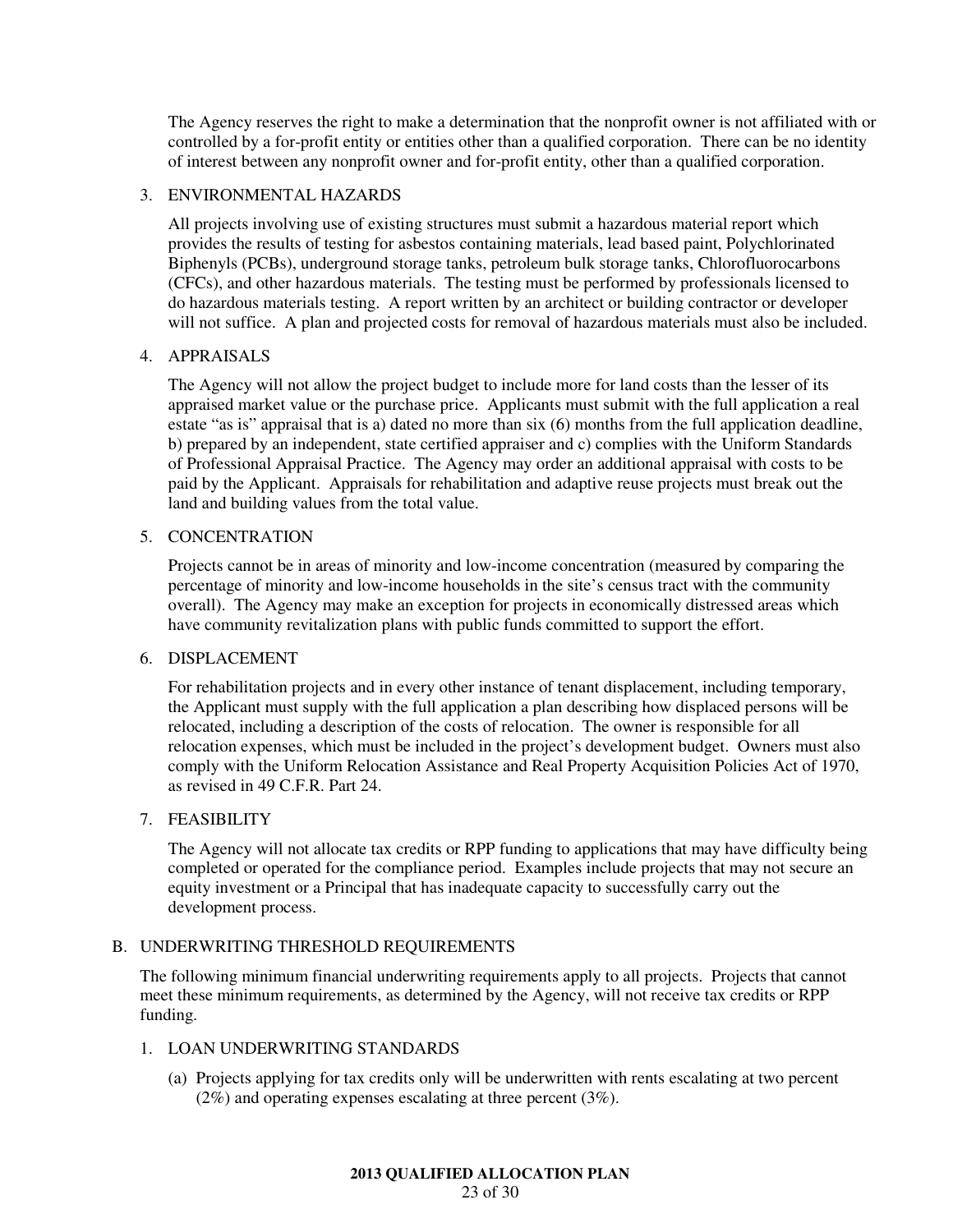The Agency reserves the right to make a determination that the nonprofit owner is not affiliated with or controlled by a for-profit entity or entities other than a qualified corporation. There can be no identity of interest between any nonprofit owner and for-profit entity, other than a qualified corporation.

3. ENVIRONMENTAL HAZARDS

   All projects involving use of existing structures must submit a hazardous material report which provides the results of testing for asbestos containing materials, lead based paint, Polychlorinated Biphenyls (PCBs), underground storage tanks, petroleum bulk storage tanks, Chlorofluorocarbons (CFCs), and other hazardous materials. The testing must be performed by professionals licensed to do hazardous materials testing. A report written by an architect or building contractor or developer will not suffice. A plan and projected costs for removal of hazardous materials must also be included.

4. APPRAISALS

   The Agency will not allow the project budget to include more for land costs than the lesser of its appraised market value or the purchase price. Applicants must submit with the full application a real estate "as is" appraisal that is a) dated no more than six (6) months from the full application deadline, b) prepared by an independent, state certified appraiser and c) complies with the Uniform Standards of Professional Appraisal Practice. The Agency may order an additional appraisal with costs to be paid by the Applicant. Appraisals for rehabilitation and adaptive reuse projects must break out the land and building values from the total value.

5. CONCENTRATION

   Projects cannot be in areas of minority and low-income concentration (measured by comparing the percentage of minority and low-income households in the site's census tract with the community overall). The Agency may make an exception for projects in economically distressed areas which have community revitalization plans with public funds committed to support the effort.

6. DISPLACEMENT

   For rehabilitation projects and in every other instance of tenant displacement, including temporary, the Applicant must supply with the full application a plan describing how displaced persons will be relocated, including a description of the costs of relocation. The owner is responsible for all relocation expenses, which must be included in the project's development budget. Owners must also comply with the Uniform Relocation Assistance and Real Property Acquisition Policies Act of 1970, as revised in 49 C.F.R. Part 24.

7. FEASIBILITY

   The Agency will not allocate tax credits or RPP funding to applications that may have difficulty being completed or operated for the compliance period. Examples include projects that may not secure an equity investment or a Principal that has inadequate capacity to successfully carry out the development process.

## B. UNDERWRITING THRESHOLD REQUIREMENTS

The following minimum financial underwriting requirements apply to all projects. Projects that cannot meet these minimum requirements, as determined by the Agency, will not receive tax credits or RPP funding.

1. LOAN UNDERWRITING STANDARDS

   (a) Projects applying for tax credits only will be underwritten with rents escalating at two percent (2%) and operating expenses escalating at three percent (3%).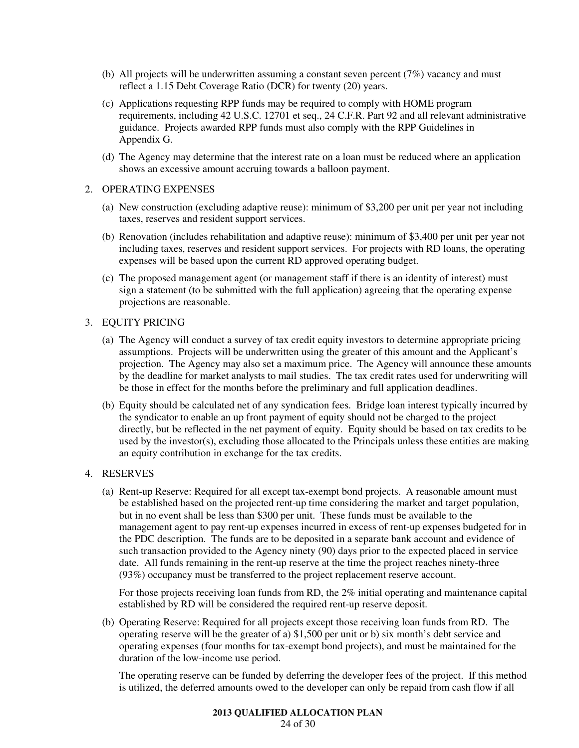(b) All projects will be underwritten assuming a constant seven percent (7%) vacancy and must reflect a 1.15 Debt Coverage Ratio (DCR) for twenty (20) years.

(c) Applications requesting RPP funds may be required to comply with HOME program requirements, including 42 U.S.C. 12701 et seq., 24 C.F.R. Part 92 and all relevant administrative guidance. Projects awarded RPP funds must also comply with the RPP Guidelines in Appendix G.

(d) The Agency may determine that the interest rate on a loan must be reduced where an application shows an excessive amount accruing towards a balloon payment.

2. OPERATING EXPENSES

(a) New construction (excluding adaptive reuse): minimum of $3,200 per unit per year not including taxes, reserves and resident support services.

(b) Renovation (includes rehabilitation and adaptive reuse): minimum of $3,400 per unit per year not including taxes, reserves and resident support services. For projects with RD loans, the operating expenses will be based upon the current RD approved operating budget.

(c) The proposed management agent (or management staff if there is an identity of interest) must sign a statement (to be submitted with the full application) agreeing that the operating expense projections are reasonable.

3. EQUITY PRICING

(a) The Agency will conduct a survey of tax credit equity investors to determine appropriate pricing assumptions. Projects will be underwritten using the greater of this amount and the Applicant's projection. The Agency may also set a maximum price. The Agency will announce these amounts by the deadline for market analysts to mail studies. The tax credit rates used for underwriting will be those in effect for the months before the preliminary and full application deadlines.

(b) Equity should be calculated net of any syndication fees. Bridge loan interest typically incurred by the syndicator to enable an up front payment of equity should not be charged to the project directly, but be reflected in the net payment of equity. Equity should be based on tax credits to be used by the investor(s), excluding those allocated to the Principals unless these entities are making an equity contribution in exchange for the tax credits.

4. RESERVES

(a) Rent-up Reserve: Required for all except tax-exempt bond projects. A reasonable amount must be established based on the projected rent-up time considering the market and target population, but in no event shall be less than $300 per unit. These funds must be available to the management agent to pay rent-up expenses incurred in excess of rent-up expenses budgeted for in the PDC description. The funds are to be deposited in a separate bank account and evidence of such transaction provided to the Agency ninety (90) days prior to the expected placed in service date. All funds remaining in the rent-up reserve at the time the project reaches ninety-three (93%) occupancy must be transferred to the project replacement reserve account.

For those projects receiving loan funds from RD, the 2% initial operating and maintenance capital established by RD will be considered the required rent-up reserve deposit.

(b) Operating Reserve: Required for all projects except those receiving loan funds from RD. The operating reserve will be the greater of a) $1,500 per unit or b) six month's debt service and operating expenses (four months for tax-exempt bond projects), and must be maintained for the duration of the low-income use period.

The operating reserve can be funded by deferring the developer fees of the project. If this method is utilized, the deferred amounts owed to the developer can only be repaid from cash flow if all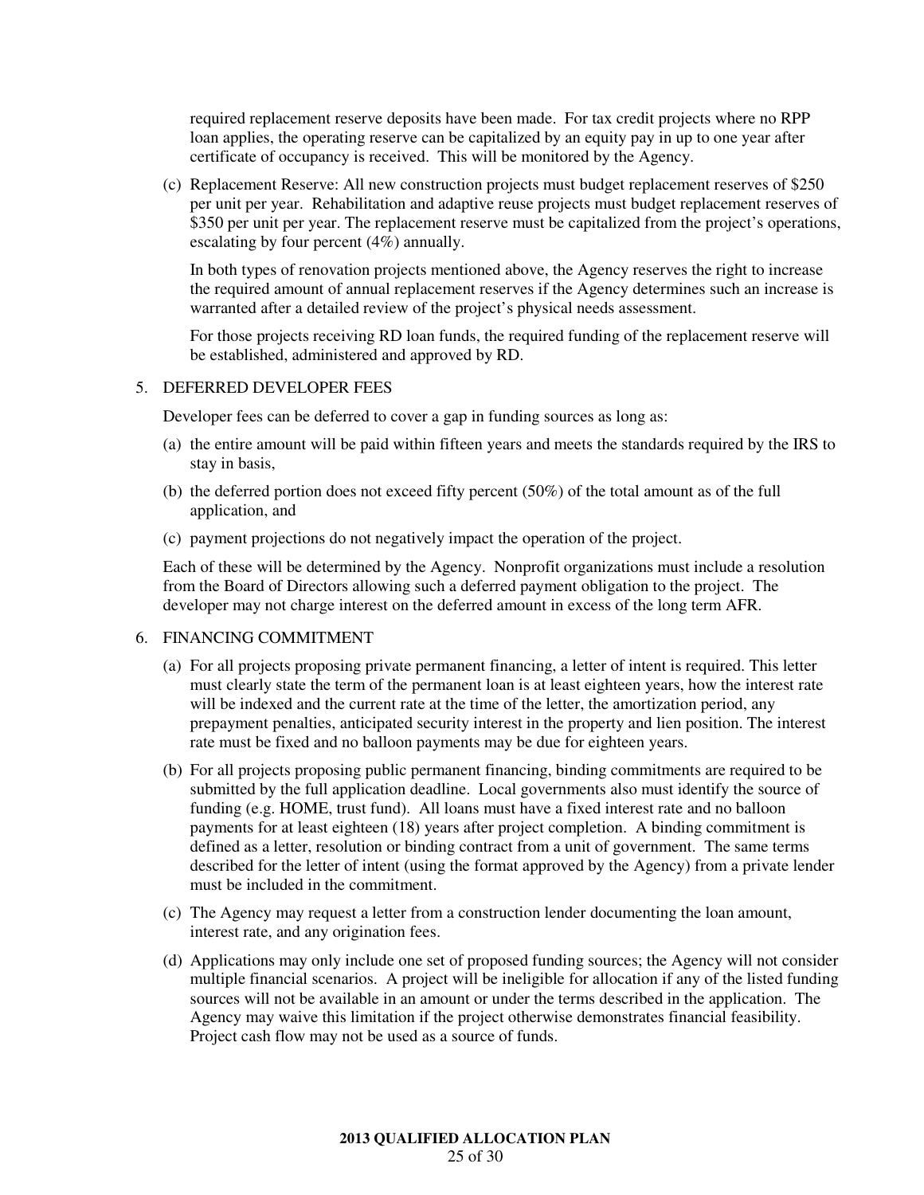required replacement reserve deposits have been made. For tax credit projects where no RPP loan applies, the operating reserve can be capitalized by an equity pay in up to one year after certificate of occupancy is received. This will be monitored by the Agency.

(c) Replacement Reserve: All new construction projects must budget replacement reserves of $250 per unit per year. Rehabilitation and adaptive reuse projects must budget replacement reserves of $350 per unit per year. The replacement reserve must be capitalized from the project's operations, escalating by four percent (4%) annually.

In both types of renovation projects mentioned above, the Agency reserves the right to increase the required amount of annual replacement reserves if the Agency determines such an increase is warranted after a detailed review of the project's physical needs assessment.

For those projects receiving RD loan funds, the required funding of the replacement reserve will be established, administered and approved by RD.

5. DEFERRED DEVELOPER FEES

Developer fees can be deferred to cover a gap in funding sources as long as:

(a) the entire amount will be paid within fifteen years and meets the standards required by the IRS to stay in basis,

(b) the deferred portion does not exceed fifty percent (50%) of the total amount as of the full application, and

(c) payment projections do not negatively impact the operation of the project.

Each of these will be determined by the Agency. Nonprofit organizations must include a resolution from the Board of Directors allowing such a deferred payment obligation to the project. The developer may not charge interest on the deferred amount in excess of the long term AFR.

6. FINANCING COMMITMENT

(a) For all projects proposing private permanent financing, a letter of intent is required. This letter must clearly state the term of the permanent loan is at least eighteen years, how the interest rate will be indexed and the current rate at the time of the letter, the amortization period, any prepayment penalties, anticipated security interest in the property and lien position. The interest rate must be fixed and no balloon payments may be due for eighteen years.

(b) For all projects proposing public permanent financing, binding commitments are required to be submitted by the full application deadline. Local governments also must identify the source of funding (e.g. HOME, trust fund). All loans must have a fixed interest rate and no balloon payments for at least eighteen (18) years after project completion. A binding commitment is defined as a letter, resolution or binding contract from a unit of government. The same terms described for the letter of intent (using the format approved by the Agency) from a private lender must be included in the commitment.

(c) The Agency may request a letter from a construction lender documenting the loan amount, interest rate, and any origination fees.

(d) Applications may only include one set of proposed funding sources; the Agency will not consider multiple financial scenarios. A project will be ineligible for allocation if any of the listed funding sources will not be available in an amount or under the terms described in the application. The Agency may waive this limitation if the project otherwise demonstrates financial feasibility. Project cash flow may not be used as a source of funds.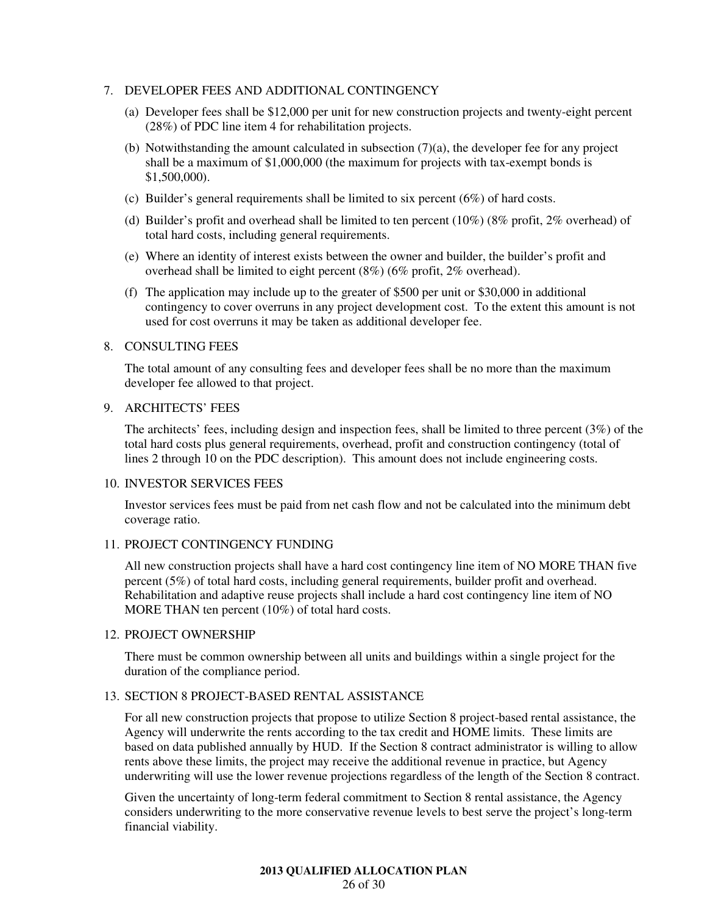7. DEVELOPER FEES AND ADDITIONAL CONTINGENCY

   (a) Developer fees shall be $12,000 per unit for new construction projects and twenty-eight percent (28%) of PDC line item 4 for rehabilitation projects.

   (b) Notwithstanding the amount calculated in subsection (7)(a), the developer fee for any project shall be a maximum of $1,000,000 (the maximum for projects with tax-exempt bonds is $1,500,000).

   (c) Builder's general requirements shall be limited to six percent (6%) of hard costs.

   (d) Builder's profit and overhead shall be limited to ten percent (10%) (8% profit, 2% overhead) of total hard costs, including general requirements.

   (e) Where an identity of interest exists between the owner and builder, the builder's profit and overhead shall be limited to eight percent (8%) (6% profit, 2% overhead).

   (f) The application may include up to the greater of $500 per unit or $30,000 in additional contingency to cover overruns in any project development cost. To the extent this amount is not used for cost overruns it may be taken as additional developer fee.

8. CONSULTING FEES

   The total amount of any consulting fees and developer fees shall be no more than the maximum developer fee allowed to that project.

9. ARCHITECTS' FEES

   The architects' fees, including design and inspection fees, shall be limited to three percent (3%) of the total hard costs plus general requirements, overhead, profit and construction contingency (total of lines 2 through 10 on the PDC description). This amount does not include engineering costs.

10. INVESTOR SERVICES FEES

    Investor services fees must be paid from net cash flow and not be calculated into the minimum debt coverage ratio.

11. PROJECT CONTINGENCY FUNDING

    All new construction projects shall have a hard cost contingency line item of NO MORE THAN five percent (5%) of total hard costs, including general requirements, builder profit and overhead. Rehabilitation and adaptive reuse projects shall include a hard cost contingency line item of NO MORE THAN ten percent (10%) of total hard costs.

12. PROJECT OWNERSHIP

    There must be common ownership between all units and buildings within a single project for the duration of the compliance period.

13. SECTION 8 PROJECT-BASED RENTAL ASSISTANCE

    For all new construction projects that propose to utilize Section 8 project-based rental assistance, the Agency will underwrite the rents according to the tax credit and HOME limits. These limits are based on data published annually by HUD. If the Section 8 contract administrator is willing to allow rents above these limits, the project may receive the additional revenue in practice, but Agency underwriting will use the lower revenue projections regardless of the length of the Section 8 contract.

    Given the uncertainty of long-term federal commitment to Section 8 rental assistance, the Agency considers underwriting to the more conservative revenue levels to best serve the project's long-term financial viability.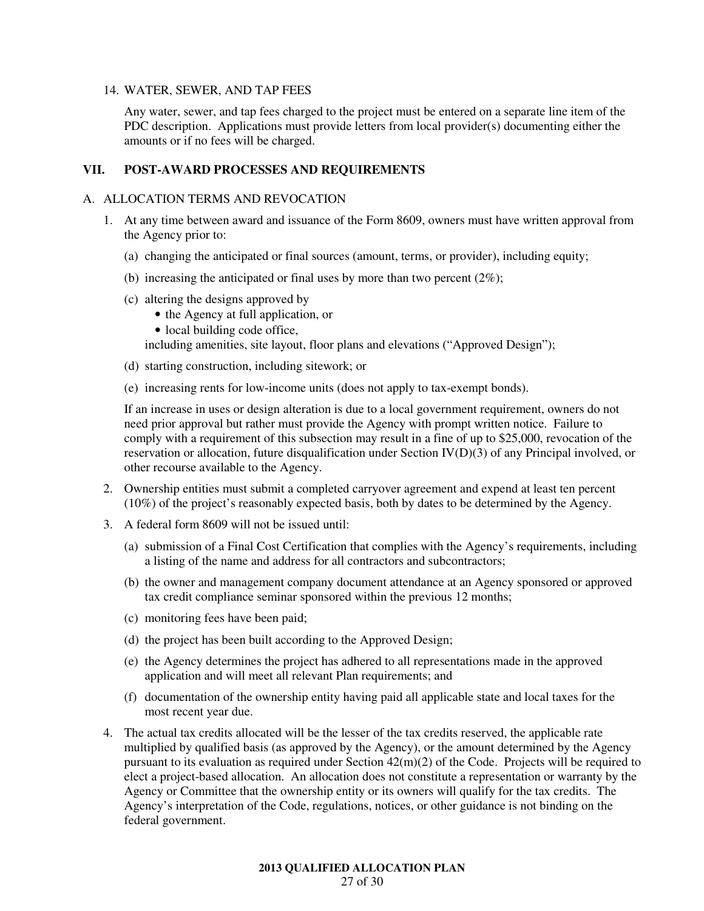14. WATER, SEWER, AND TAP FEES

    Any water, sewer, and tap fees charged to the project must be entered on a separate line item of the PDC description. Applications must provide letters from local provider(s) documenting either the amounts or if no fees will be charged.

## VII. POST-AWARD PROCESSES AND REQUIREMENTS

### A. ALLOCATION TERMS AND REVOCATION

1. At any time between award and issuance of the Form 8609, owners must have written approval from the Agency prior to:

   (a) changing the anticipated or final sources (amount, terms, or provider), including equity;

   (b) increasing the anticipated or final uses by more than two percent (2%);

   (c) altering the designs approved by
   - the Agency at full application, or
   - local building code office,

   including amenities, site layout, floor plans and elevations ("Approved Design");

   (d) starting construction, including sitework; or

   (e) increasing rents for low-income units (does not apply to tax-exempt bonds).

   If an increase in uses or design alteration is due to a local government requirement, owners do not need prior approval but rather must provide the Agency with prompt written notice. Failure to comply with a requirement of this subsection may result in a fine of up to $25,000, revocation of the reservation or allocation, future disqualification under Section IV(D)(3) of any Principal involved, or other recourse available to the Agency.

2. Ownership entities must submit a completed carryover agreement and expend at least ten percent (10%) of the project's reasonably expected basis, both by dates to be determined by the Agency.

3. A federal form 8609 will not be issued until:

   (a) submission of a Final Cost Certification that complies with the Agency's requirements, including a listing of the name and address for all contractors and subcontractors;

   (b) the owner and management company document attendance at an Agency sponsored or approved tax credit compliance seminar sponsored within the previous 12 months;

   (c) monitoring fees have been paid;

   (d) the project has been built according to the Approved Design;

   (e) the Agency determines the project has adhered to all representations made in the approved application and will meet all relevant Plan requirements; and

   (f) documentation of the ownership entity having paid all applicable state and local taxes for the most recent year due.

4. The actual tax credits allocated will be the lesser of the tax credits reserved, the applicable rate multiplied by qualified basis (as approved by the Agency), or the amount determined by the Agency pursuant to its evaluation as required under Section 42(m)(2) of the Code. Projects will be required to elect a project-based allocation. An allocation does not constitute a representation or warranty by the Agency or Committee that the ownership entity or its owners will qualify for the tax credits. The Agency's interpretation of the Code, regulations, notices, or other guidance is not binding on the federal government.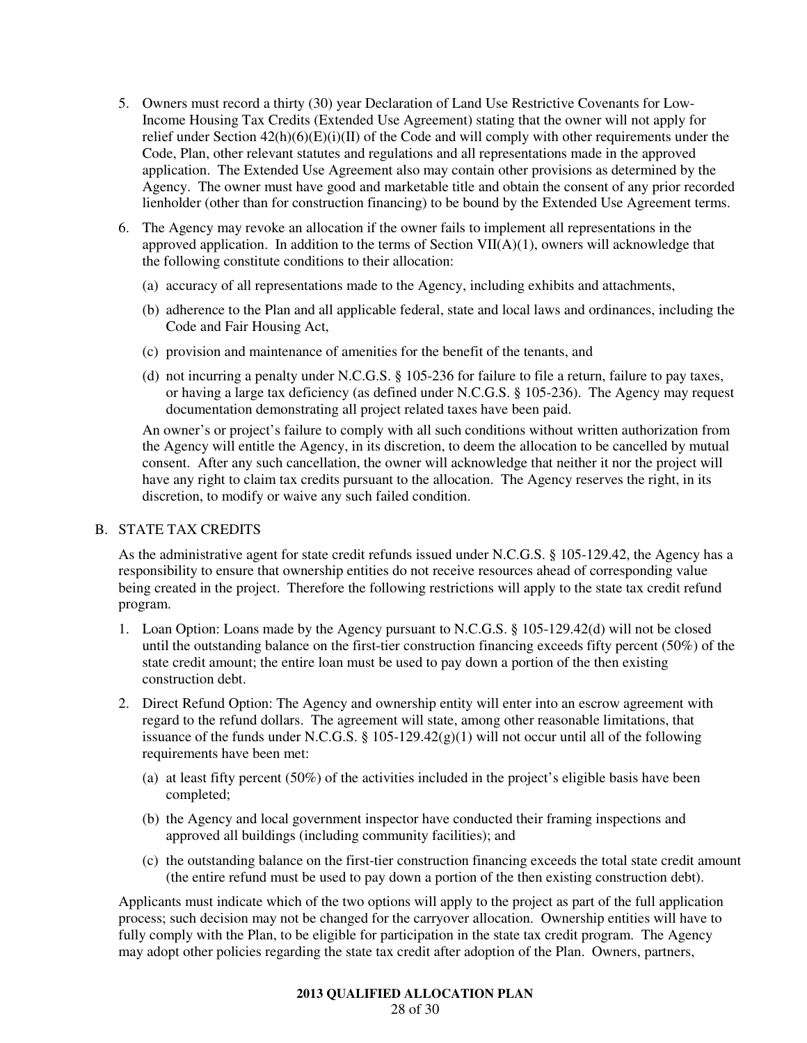5. Owners must record a thirty (30) year Declaration of Land Use Restrictive Covenants for Low-Income Housing Tax Credits (Extended Use Agreement) stating that the owner will not apply for relief under Section 42(h)(6)(E)(i)(II) of the Code and will comply with other requirements under the Code, Plan, other relevant statutes and regulations and all representations made in the approved application. The Extended Use Agreement also may contain other provisions as determined by the Agency. The owner must have good and marketable title and obtain the consent of any prior recorded lienholder (other than for construction financing) to be bound by the Extended Use Agreement terms.

6. The Agency may revoke an allocation if the owner fails to implement all representations in the approved application. In addition to the terms of Section VII(A)(1), owners will acknowledge that the following constitute conditions to their allocation:

   (a) accuracy of all representations made to the Agency, including exhibits and attachments,

   (b) adherence to the Plan and all applicable federal, state and local laws and ordinances, including the Code and Fair Housing Act,

   (c) provision and maintenance of amenities for the benefit of the tenants, and

   (d) not incurring a penalty under N.C.G.S. § 105-236 for failure to file a return, failure to pay taxes, or having a large tax deficiency (as defined under N.C.G.S. § 105-236). The Agency may request documentation demonstrating all project related taxes have been paid.

   An owner's or project's failure to comply with all such conditions without written authorization from the Agency will entitle the Agency, in its discretion, to deem the allocation to be cancelled by mutual consent. After any such cancellation, the owner will acknowledge that neither it nor the project will have any right to claim tax credits pursuant to the allocation. The Agency reserves the right, in its discretion, to modify or waive any such failed condition.

B. STATE TAX CREDITS

As the administrative agent for state credit refunds issued under N.C.G.S. § 105-129.42, the Agency has a responsibility to ensure that ownership entities do not receive resources ahead of corresponding value being created in the project. Therefore the following restrictions will apply to the state tax credit refund program.

1. Loan Option: Loans made by the Agency pursuant to N.C.G.S. § 105-129.42(d) will not be closed until the outstanding balance on the first-tier construction financing exceeds fifty percent (50%) of the state credit amount; the entire loan must be used to pay down a portion of the then existing construction debt.

2. Direct Refund Option: The Agency and ownership entity will enter into an escrow agreement with regard to the refund dollars. The agreement will state, among other reasonable limitations, that issuance of the funds under N.C.G.S. § 105-129.42(g)(1) will not occur until all of the following requirements have been met:

   (a) at least fifty percent (50%) of the activities included in the project's eligible basis have been completed;

   (b) the Agency and local government inspector have conducted their framing inspections and approved all buildings (including community facilities); and

   (c) the outstanding balance on the first-tier construction financing exceeds the total state credit amount (the entire refund must be used to pay down a portion of the then existing construction debt).

Applicants must indicate which of the two options will apply to the project as part of the full application process; such decision may not be changed for the carryover allocation. Ownership entities will have to fully comply with the Plan, to be eligible for participation in the state tax credit program. The Agency may adopt other policies regarding the state tax credit after adoption of the Plan. Owners, partners,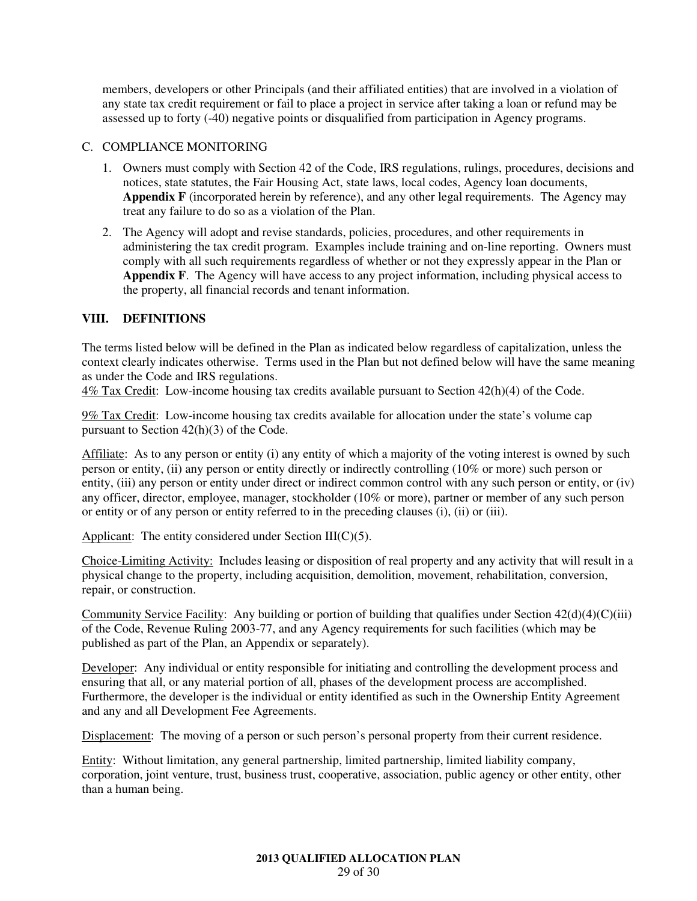members, developers or other Principals (and their affiliated entities) that are involved in a violation of any state tax credit requirement or fail to place a project in service after taking a loan or refund may be assessed up to forty (-40) negative points or disqualified from participation in Agency programs.

C. COMPLIANCE MONITORING

1. Owners must comply with Section 42 of the Code, IRS regulations, rulings, procedures, decisions and notices, state statutes, the Fair Housing Act, state laws, local codes, Agency loan documents, **Appendix F** (incorporated herein by reference), and any other legal requirements. The Agency may treat any failure to do so as a violation of the Plan.
2. The Agency will adopt and revise standards, policies, procedures, and other requirements in administering the tax credit program. Examples include training and on-line reporting. Owners must comply with all such requirements regardless of whether or not they expressly appear in the Plan or **Appendix F**. The Agency will have access to any project information, including physical access to the property, all financial records and tenant information.

## VIII. DEFINITIONS

The terms listed below will be defined in the Plan as indicated below regardless of capitalization, unless the context clearly indicates otherwise. Terms used in the Plan but not defined below will have the same meaning as under the Code and IRS regulations.

<u>4% Tax Credit</u>: Low-income housing tax credits available pursuant to Section 42(h)(4) of the Code.

<u>9% Tax Credit</u>: Low-income housing tax credits available for allocation under the state's volume cap pursuant to Section 42(h)(3) of the Code.

<u>Affiliate</u>: As to any person or entity (i) any entity of which a majority of the voting interest is owned by such person or entity, (ii) any person or entity directly or indirectly controlling (10% or more) such person or entity, (iii) any person or entity under direct or indirect common control with any such person or entity, or (iv) any officer, director, employee, manager, stockholder (10% or more), partner or member of any such person or entity or of any person or entity referred to in the preceding clauses (i), (ii) or (iii).

<u>Applicant</u>: The entity considered under Section III(C)(5).

<u>Choice-Limiting Activity:</u> Includes leasing or disposition of real property and any activity that will result in a physical change to the property, including acquisition, demolition, movement, rehabilitation, conversion, repair, or construction.

<u>Community Service Facility</u>: Any building or portion of building that qualifies under Section 42(d)(4)(C)(iii) of the Code, Revenue Ruling 2003-77, and any Agency requirements for such facilities (which may be published as part of the Plan, an Appendix or separately).

<u>Developer</u>: Any individual or entity responsible for initiating and controlling the development process and ensuring that all, or any material portion of all, phases of the development process are accomplished. Furthermore, the developer is the individual or entity identified as such in the Ownership Entity Agreement and any and all Development Fee Agreements.

<u>Displacement</u>: The moving of a person or such person's personal property from their current residence.

<u>Entity</u>: Without limitation, any general partnership, limited partnership, limited liability company, corporation, joint venture, trust, business trust, cooperative, association, public agency or other entity, other than a human being.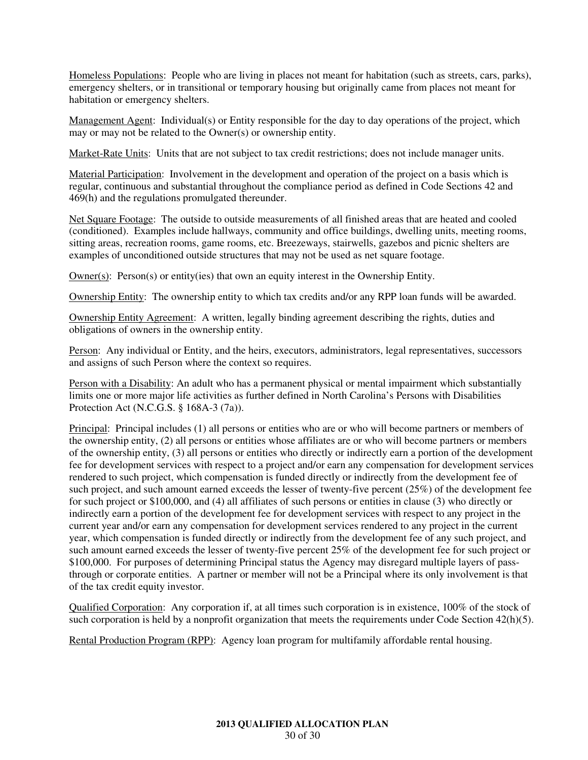Homeless Populations: People who are living in places not meant for habitation (such as streets, cars, parks), emergency shelters, or in transitional or temporary housing but originally came from places not meant for habitation or emergency shelters.

Management Agent: Individual(s) or Entity responsible for the day to day operations of the project, which may or may not be related to the Owner(s) or ownership entity.

Market-Rate Units: Units that are not subject to tax credit restrictions; does not include manager units.

Material Participation: Involvement in the development and operation of the project on a basis which is regular, continuous and substantial throughout the compliance period as defined in Code Sections 42 and 469(h) and the regulations promulgated thereunder.

Net Square Footage: The outside to outside measurements of all finished areas that are heated and cooled (conditioned). Examples include hallways, community and office buildings, dwelling units, meeting rooms, sitting areas, recreation rooms, game rooms, etc. Breezeways, stairwells, gazebos and picnic shelters are examples of unconditioned outside structures that may not be used as net square footage.

Owner(s): Person(s) or entity(ies) that own an equity interest in the Ownership Entity.

Ownership Entity: The ownership entity to which tax credits and/or any RPP loan funds will be awarded.

Ownership Entity Agreement: A written, legally binding agreement describing the rights, duties and obligations of owners in the ownership entity.

Person: Any individual or Entity, and the heirs, executors, administrators, legal representatives, successors and assigns of such Person where the context so requires.

Person with a Disability: An adult who has a permanent physical or mental impairment which substantially limits one or more major life activities as further defined in North Carolina's Persons with Disabilities Protection Act (N.C.G.S. § 168A-3 (7a)).

Principal: Principal includes (1) all persons or entities who are or who will become partners or members of the ownership entity, (2) all persons or entities whose affiliates are or who will become partners or members of the ownership entity, (3) all persons or entities who directly or indirectly earn a portion of the development fee for development services with respect to a project and/or earn any compensation for development services rendered to such project, which compensation is funded directly or indirectly from the development fee of such project, and such amount earned exceeds the lesser of twenty-five percent (25%) of the development fee for such project or $100,000, and (4) all affiliates of such persons or entities in clause (3) who directly or indirectly earn a portion of the development fee for development services with respect to any project in the current year and/or earn any compensation for development services rendered to any project in the current year, which compensation is funded directly or indirectly from the development fee of any such project, and such amount earned exceeds the lesser of twenty-five percent 25% of the development fee for such project or $100,000. For purposes of determining Principal status the Agency may disregard multiple layers of pass-through or corporate entities. A partner or member will not be a Principal where its only involvement is that of the tax credit equity investor.

Qualified Corporation: Any corporation if, at all times such corporation is in existence, 100% of the stock of such corporation is held by a nonprofit organization that meets the requirements under Code Section 42(h)(5).

Rental Production Program (RPP): Agency loan program for multifamily affordable rental housing.